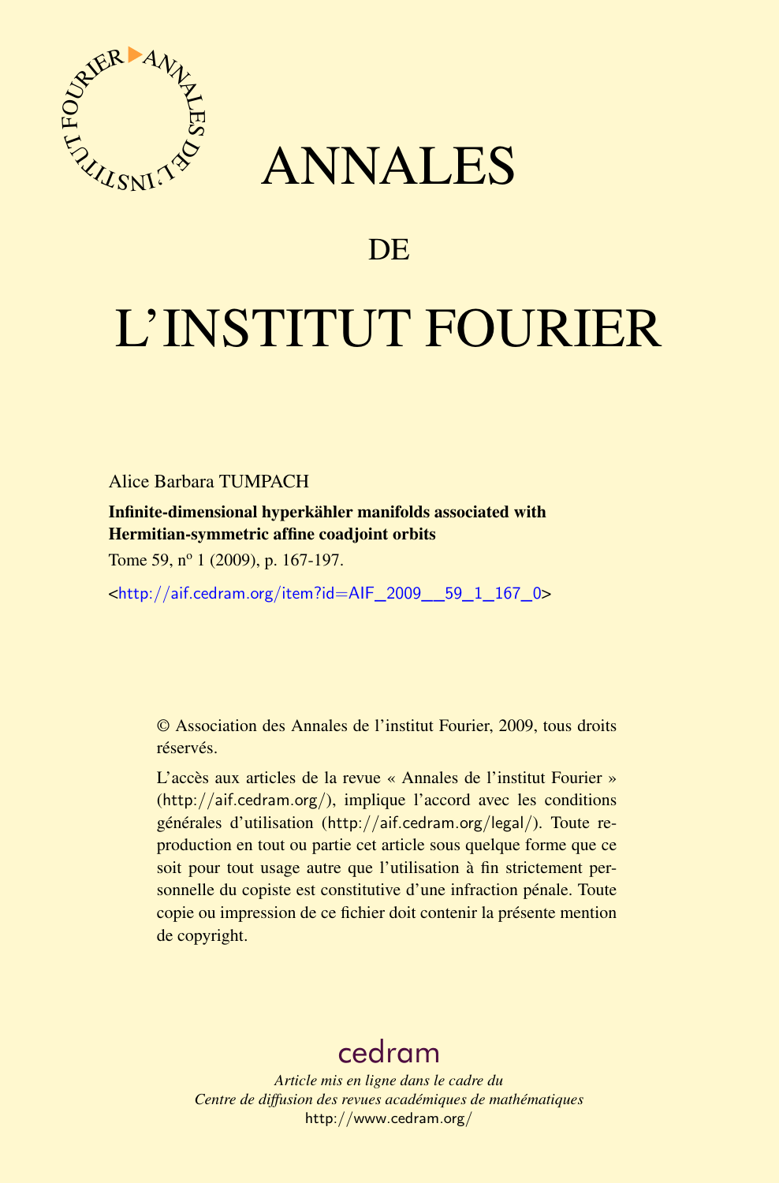# ANNALES

## DE

# L'INSTITUT FOURIER

Alice Barbara TUMPACH

**Infinite-dimensional hyperkähler manifolds associated with Hermitian-symmetric affine coadjoint orbits**

Tome 59, n$^{o}$ 1 (2009), p. 167-197.

<http://aif.cedram.org/item?id=AIF_2009__59_1_167_0>

© Association des Annales de l'institut Fourier, 2009, tous droits réservés.

L'accès aux articles de la revue « Annales de l'institut Fourier » (http://aif.cedram.org/), implique l'accord avec les conditions générales d'utilisation (http://aif.cedram.org/legal/). Toute reproduction en tout ou partie cet article sous quelque forme que ce soit pour tout usage autre que l'utilisation à fin strictement personnelle du copiste est constitutive d'une infraction pénale. Toute copie ou impression de ce fichier doit contenir la présente mention de copyright.

cedram

*Article mis en ligne dans le cadre du*
*Centre de diffusion des revues académiques de mathématiques*
http://www.cedram.org/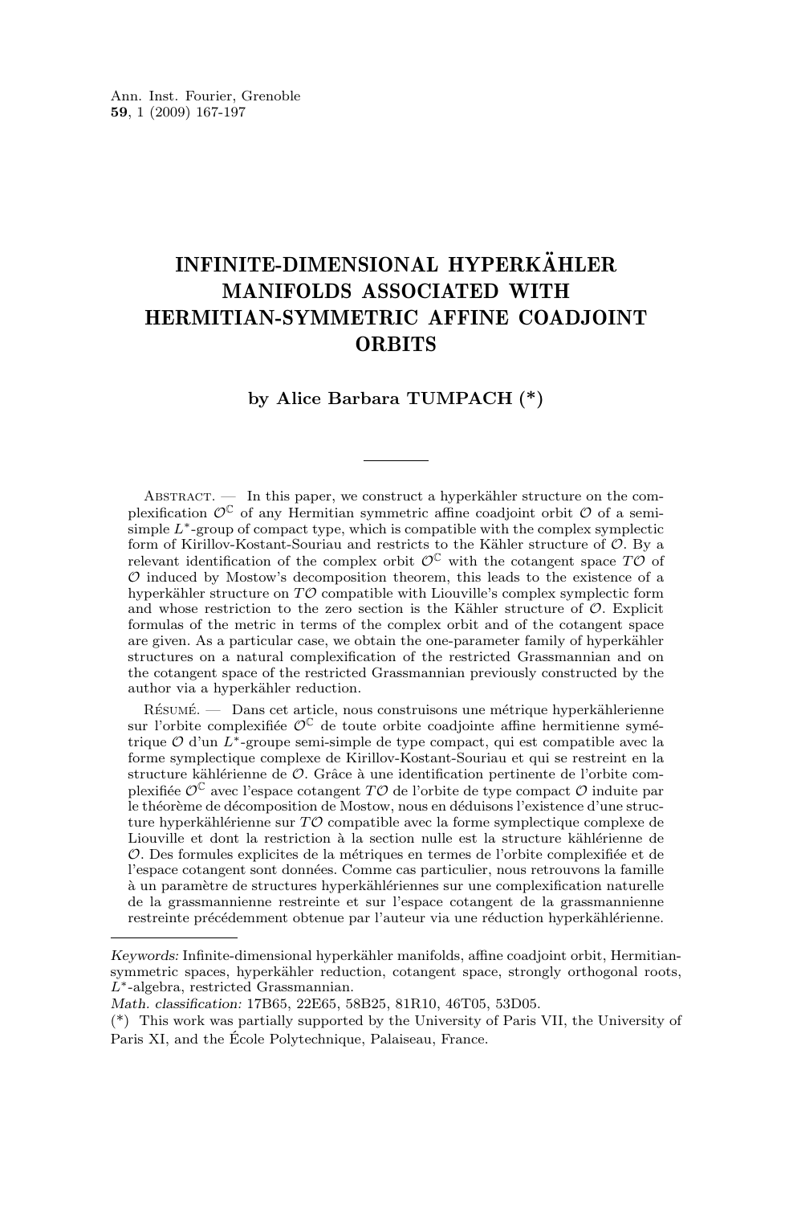# INFINITE-DIMENSIONAL HYPERKÄHLER MANIFOLDS ASSOCIATED WITH HERMITIAN-SYMMETRIC AFFINE COADJOINT ORBITS

**by Alice Barbara TUMPACH (*)**

Abstract. — In this paper, we construct a hyperkähler structure on the complexification $\mathcal{O}^{\mathbb{C}}$ of any Hermitian symmetric affine coadjoint orbit $\mathcal{O}$ of a semi-simple $L^*$-group of compact type, which is compatible with the complex symplectic form of Kirillov-Kostant-Souriau and restricts to the Kähler structure of $\mathcal{O}$. By a relevant identification of the complex orbit $\mathcal{O}^{\mathbb{C}}$ with the cotangent space $T\mathcal{O}$ of $\mathcal{O}$ induced by Mostow's decomposition theorem, this leads to the existence of a hyperkähler structure on $T\mathcal{O}$ compatible with Liouville's complex symplectic form and whose restriction to the zero section is the Kähler structure of $\mathcal{O}$. Explicit formulas of the metric in terms of the complex orbit and of the cotangent space are given. As a particular case, we obtain the one-parameter family of hyperkähler structures on a natural complexification of the restricted Grassmannian and on the cotangent space of the restricted Grassmannian previously constructed by the author via a hyperkähler reduction.

Résumé. — Dans cet article, nous construisons une métrique hyperkählerienne sur l'orbite complexifiée $\mathcal{O}^{\mathbb{C}}$ de toute orbite coadjointe affine hermitienne symétrique $\mathcal{O}$ d'un $L^*$-groupe semi-simple de type compact, qui est compatible avec la forme symplectique complexe de Kirillov-Kostant-Souriau et qui se restreint en la structure kählérienne de $\mathcal{O}$. Grâce à une identification pertinente de l'orbite complexifiée $\mathcal{O}^{\mathbb{C}}$ avec l'espace cotangent $T\mathcal{O}$ de l'orbite de type compact $\mathcal{O}$ induite par le théorème de décomposition de Mostow, nous en déduisons l'existence d'une structure hyperkählérienne sur $T\mathcal{O}$ compatible avec la forme symplectique complexe de Liouville et dont la restriction à la section nulle est la structure kählérienne de $\mathcal{O}$. Des formules explicites de la métriques en termes de l'orbite complexifiée et de l'espace cotangent sont données. Comme cas particulier, nous retrouvons la famille à un paramètre de structures hyperkählériennes sur une complexification naturelle de la grassmannienne restreinte et sur l'espace cotangent de la grassmannienne restreinte précédemment obtenue par l'auteur via une réduction hyperkählérienne.

---

*Keywords:* Infinite-dimensional hyperkähler manifolds, affine coadjoint orbit, Hermitian-symmetric spaces, hyperkähler reduction, cotangent space, strongly orthogonal roots, $L^*$-algebra, restricted Grassmannian.

*Math. classification:* 17B65, 22E65, 58B25, 81R10, 46T05, 53D05.

(*) This work was partially supported by the University of Paris VII, the University of Paris XI, and the École Polytechnique, Palaiseau, France.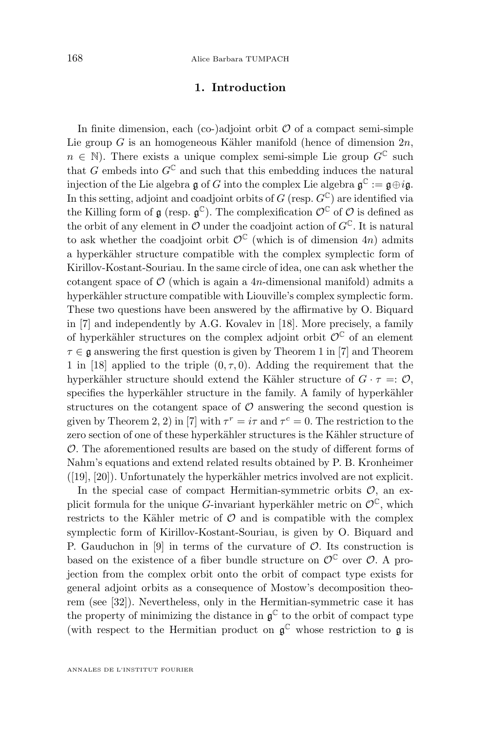## 1. Introduction

In finite dimension, each (co-)adjoint orbit $\mathcal{O}$ of a compact semi-simple Lie group $G$ is an homogeneous Kähler manifold (hence of dimension $2n$, $n \in \mathbb{N}$). There exists a unique complex semi-simple Lie group $G^{\mathbb{C}}$ such that $G$ embeds into $G^{\mathbb{C}}$ and such that this embedding induces the natural injection of the Lie algebra $\mathfrak{g}$ of $G$ into the complex Lie algebra $\mathfrak{g}^{\mathbb{C}} := \mathfrak{g} \oplus i\mathfrak{g}$. In this setting, adjoint and coadjoint orbits of $G$ (resp. $G^{\mathbb{C}}$) are identified via the Killing form of $\mathfrak{g}$ (resp. $\mathfrak{g}^{\mathbb{C}}$). The complexification $\mathcal{O}^{\mathbb{C}}$ of $\mathcal{O}$ is defined as the orbit of any element in $\mathcal{O}$ under the coadjoint action of $G^{\mathbb{C}}$. It is natural to ask whether the coadjoint orbit $\mathcal{O}^{\mathbb{C}}$ (which is of dimension $4n$) admits a hyperkähler structure compatible with the complex symplectic form of Kirillov-Kostant-Souriau. In the same circle of idea, one can ask whether the cotangent space of $\mathcal{O}$ (which is again a $4n$-dimensional manifold) admits a hyperkähler structure compatible with Liouville's complex symplectic form. These two questions have been answered by the affirmative by O. Biquard in [7] and independently by A.G. Kovalev in [18]. More precisely, a family of hyperkähler structures on the complex adjoint orbit $\mathcal{O}^{\mathbb{C}}$ of an element $\tau \in \mathfrak{g}$ answering the first question is given by Theorem 1 in [7] and Theorem 1 in [18] applied to the triple $(0, \tau, 0)$. Adding the requirement that the hyperkähler structure should extend the Kähler structure of $G \cdot \tau =: \mathcal{O}$, specifies the hyperkähler structure in the family. A family of hyperkähler structures on the cotangent space of $\mathcal{O}$ answering the second question is given by Theorem 2, 2) in [7] with $\tau^r = i\tau$ and $\tau^c = 0$. The restriction to the zero section of one of these hyperkähler structures is the Kähler structure of $\mathcal{O}$. The aforementioned results are based on the study of different forms of Nahm's equations and extend related results obtained by P. B. Kronheimer ([19], [20]). Unfortunately the hyperkähler metrics involved are not explicit.

In the special case of compact Hermitian-symmetric orbits $\mathcal{O}$, an explicit formula for the unique $G$-invariant hyperkähler metric on $\mathcal{O}^{\mathbb{C}}$, which restricts to the Kähler metric of $\mathcal{O}$ and is compatible with the complex symplectic form of Kirillov-Kostant-Souriau, is given by O. Biquard and P. Gauduchon in [9] in terms of the curvature of $\mathcal{O}$. Its construction is based on the existence of a fiber bundle structure on $\mathcal{O}^{\mathbb{C}}$ over $\mathcal{O}$. A projection from the complex orbit onto the orbit of compact type exists for general adjoint orbits as a consequence of Mostow's decomposition theorem (see [32]). Nevertheless, only in the Hermitian-symmetric case it has the property of minimizing the distance in $\mathfrak{g}^{\mathbb{C}}$ to the orbit of compact type (with respect to the Hermitian product on $\mathfrak{g}^{\mathbb{C}}$ whose restriction to $\mathfrak{g}$ is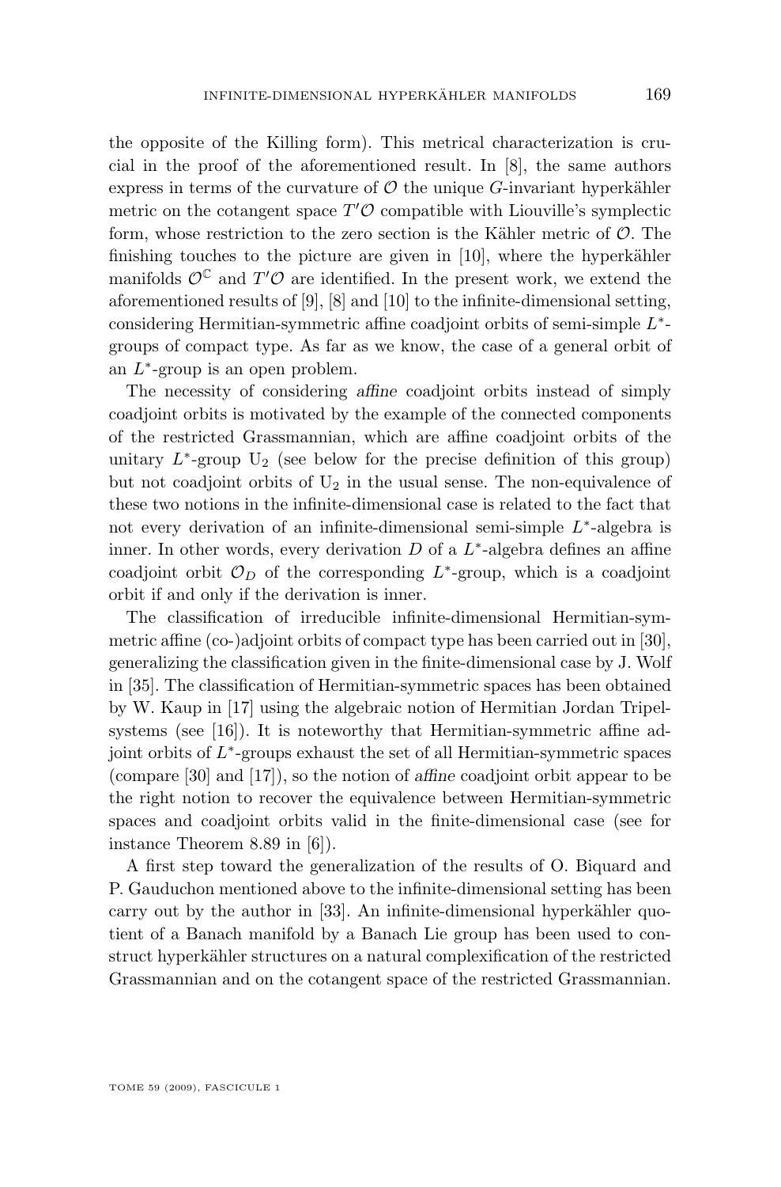the opposite of the Killing form). This metrical characterization is crucial in the proof of the aforementioned result. In [8], the same authors express in terms of the curvature of $\mathcal{O}$ the unique $G$-invariant hyperkähler metric on the cotangent space $T'\mathcal{O}$ compatible with Liouville's symplectic form, whose restriction to the zero section is the Kähler metric of $\mathcal{O}$. The finishing touches to the picture are given in [10], where the hyperkähler manifolds $\mathcal{O}^{\mathbb{C}}$ and $T'\mathcal{O}$ are identified. In the present work, we extend the aforementioned results of [9], [8] and [10] to the infinite-dimensional setting, considering Hermitian-symmetric affine coadjoint orbits of semi-simple $L^*$-groups of compact type. As far as we know, the case of a general orbit of an $L^*$-group is an open problem.

The necessity of considering *affine* coadjoint orbits instead of simply coadjoint orbits is motivated by the example of the connected components of the restricted Grassmannian, which are affine coadjoint orbits of the unitary $L^*$-group $\mathrm{U}_2$ (see below for the precise definition of this group) but not coadjoint orbits of $\mathrm{U}_2$ in the usual sense. The non-equivalence of these two notions in the infinite-dimensional case is related to the fact that not every derivation of an infinite-dimensional semi-simple $L^*$-algebra is inner. In other words, every derivation $D$ of a $L^*$-algebra defines an affine coadjoint orbit $\mathcal{O}_D$ of the corresponding $L^*$-group, which is a coadjoint orbit if and only if the derivation is inner.

The classification of irreducible infinite-dimensional Hermitian-symmetric affine (co-)adjoint orbits of compact type has been carried out in [30], generalizing the classification given in the finite-dimensional case by J. Wolf in [35]. The classification of Hermitian-symmetric spaces has been obtained by W. Kaup in [17] using the algebraic notion of Hermitian Jordan Tripelsystems (see [16]). It is noteworthy that Hermitian-symmetric affine adjoint orbits of $L^*$-groups exhaust the set of all Hermitian-symmetric spaces (compare [30] and [17]), so the notion of *affine* coadjoint orbit appear to be the right notion to recover the equivalence between Hermitian-symmetric spaces and coadjoint orbits valid in the finite-dimensional case (see for instance Theorem 8.89 in [6]).

A first step toward the generalization of the results of O. Biquard and P. Gauduchon mentioned above to the infinite-dimensional setting has been carry out by the author in [33]. An infinite-dimensional hyperkähler quotient of a Banach manifold by a Banach Lie group has been used to construct hyperkähler structures on a natural complexification of the restricted Grassmannian and on the cotangent space of the restricted Grassmannian.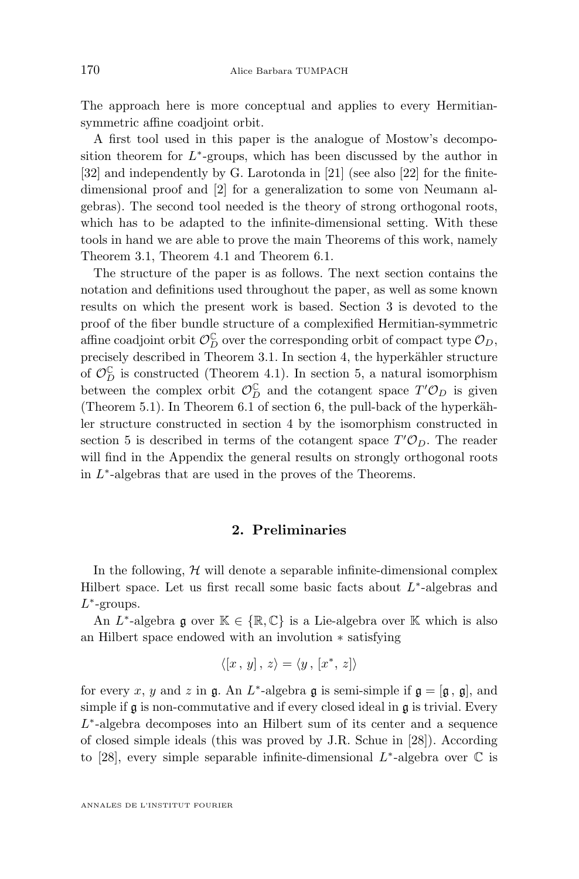The approach here is more conceptual and applies to every Hermitian-symmetric affine coadjoint orbit.

A first tool used in this paper is the analogue of Mostow's decomposition theorem for $L^*$-groups, which has been discussed by the author in [32] and independently by G. Larotonda in [21] (see also [22] for the finite-dimensional proof and [2] for a generalization to some von Neumann algebras). The second tool needed is the theory of strong orthogonal roots, which has to be adapted to the infinite-dimensional setting. With these tools in hand we are able to prove the main Theorems of this work, namely Theorem 3.1, Theorem 4.1 and Theorem 6.1.

The structure of the paper is as follows. The next section contains the notation and definitions used throughout the paper, as well as some known results on which the present work is based. Section 3 is devoted to the proof of the fiber bundle structure of a complexified Hermitian-symmetric affine coadjoint orbit $\mathcal{O}_D^{\mathbb{C}}$ over the corresponding orbit of compact type $\mathcal{O}_D$, precisely described in Theorem 3.1. In section 4, the hyperkähler structure of $\mathcal{O}_D^{\mathbb{C}}$ is constructed (Theorem 4.1). In section 5, a natural isomorphism between the complex orbit $\mathcal{O}_D^{\mathbb{C}}$ and the cotangent space $T'\mathcal{O}_D$ is given (Theorem 5.1). In Theorem 6.1 of section 6, the pull-back of the hyperkähler structure constructed in section 4 by the isomorphism constructed in section 5 is described in terms of the cotangent space $T'\mathcal{O}_D$. The reader will find in the Appendix the general results on strongly orthogonal roots in $L^*$-algebras that are used in the proves of the Theorems.

## 2. Preliminaries

In the following, $\mathcal{H}$ will denote a separable infinite-dimensional complex Hilbert space. Let us first recall some basic facts about $L^*$-algebras and $L^*$-groups.

An $L^*$-algebra $\mathfrak{g}$ over $\mathbb{K} \in \{\mathbb{R}, \mathbb{C}\}$ is a Lie-algebra over $\mathbb{K}$ which is also an Hilbert space endowed with an involution $*$ satisfying

$$\langle [x\,,\, y]\,,\, z\rangle = \langle y\,,\, [x^*,\, z]\rangle$$

for every $x$, $y$ and $z$ in $\mathfrak{g}$. An $L^*$-algebra $\mathfrak{g}$ is semi-simple if $\mathfrak{g} = [\mathfrak{g}\,,\, \mathfrak{g}]$, and simple if $\mathfrak{g}$ is non-commutative and if every closed ideal in $\mathfrak{g}$ is trivial. Every $L^*$-algebra decomposes into an Hilbert sum of its center and a sequence of closed simple ideals (this was proved by J.R. Schue in [28]). According to [28], every simple separable infinite-dimensional $L^*$-algebra over $\mathbb{C}$ is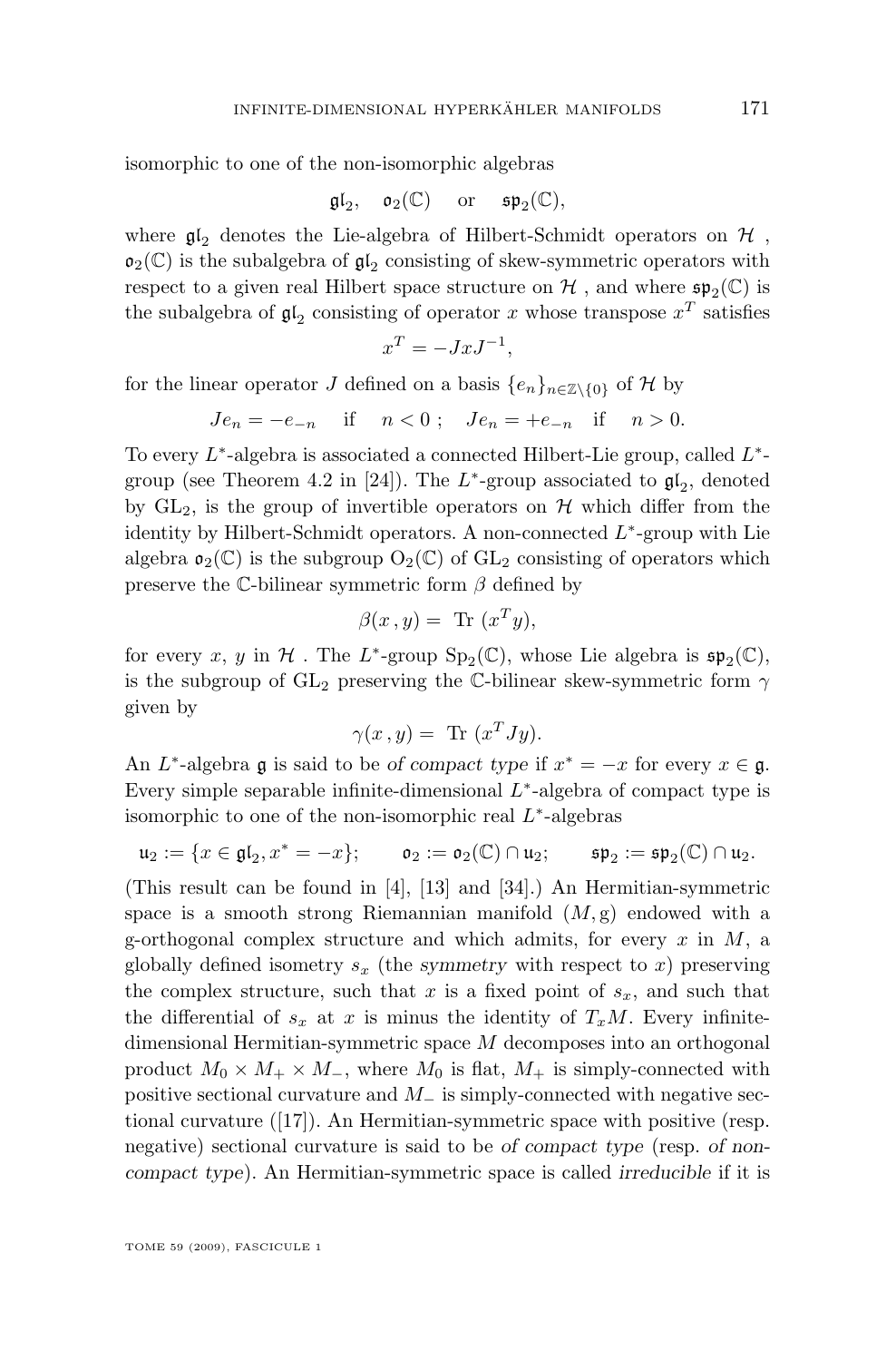isomorphic to one of the non-isomorphic algebras

$$\mathfrak{gl}_2, \quad \mathfrak{o}_2(\mathbb{C}) \quad \text{or} \quad \mathfrak{sp}_2(\mathbb{C}),$$

where $\mathfrak{gl}_2$ denotes the Lie-algebra of Hilbert-Schmidt operators on $\mathcal{H}$ , $\mathfrak{o}_2(\mathbb{C})$ is the subalgebra of $\mathfrak{gl}_2$ consisting of skew-symmetric operators with respect to a given real Hilbert space structure on $\mathcal{H}$ , and where $\mathfrak{sp}_2(\mathbb{C})$ is the subalgebra of $\mathfrak{gl}_2$ consisting of operator $x$ whose transpose $x^T$ satisfies

$$x^T = -JxJ^{-1},$$

for the linear operator $J$ defined on a basis $\{e_n\}_{n\in\mathbb{Z}\setminus\{0\}}$ of $\mathcal{H}$ by

$$Je_n = -e_{-n} \quad \text{if} \quad n < 0\ ; \quad Je_n = +e_{-n} \quad \text{if} \quad n > 0.$$

To every $L^*$-algebra is associated a connected Hilbert-Lie group, called $L^*$-group (see Theorem 4.2 in [24]). The $L^*$-group associated to $\mathfrak{gl}_2$, denoted by $\mathrm{GL}_2$, is the group of invertible operators on $\mathcal{H}$ which differ from the identity by Hilbert-Schmidt operators. A non-connected $L^*$-group with Lie algebra $\mathfrak{o}_2(\mathbb{C})$ is the subgroup $\mathrm{O}_2(\mathbb{C})$ of $\mathrm{GL}_2$ consisting of operators which preserve the $\mathbb{C}$-bilinear symmetric form $\beta$ defined by

$$\beta(x\,,y) = \ \mathrm{Tr}\ (x^T y),$$

for every $x$, $y$ in $\mathcal{H}$ . The $L^*$-group $\mathrm{Sp}_2(\mathbb{C})$, whose Lie algebra is $\mathfrak{sp}_2(\mathbb{C})$, is the subgroup of $\mathrm{GL}_2$ preserving the $\mathbb{C}$-bilinear skew-symmetric form $\gamma$ given by

$$\gamma(x\,,y) = \ \mathrm{Tr}\ (x^T J y).$$

An $L^*$-algebra $\mathfrak{g}$ is said to be *of compact type* if $x^* = -x$ for every $x \in \mathfrak{g}$. Every simple separable infinite-dimensional $L^*$-algebra of compact type is isomorphic to one of the non-isomorphic real $L^*$-algebras

$$\mathfrak{u}_2 := \{x \in \mathfrak{gl}_2, x^* = -x\}; \qquad \mathfrak{o}_2 := \mathfrak{o}_2(\mathbb{C}) \cap \mathfrak{u}_2; \qquad \mathfrak{sp}_2 := \mathfrak{sp}_2(\mathbb{C}) \cap \mathfrak{u}_2.$$

(This result can be found in [4], [13] and [34].) An Hermitian-symmetric space is a smooth strong Riemannian manifold $(M, \mathrm{g})$ endowed with a g-orthogonal complex structure and which admits, for every $x$ in $M$, a globally defined isometry $s_x$ (the *symmetry* with respect to $x$) preserving the complex structure, such that $x$ is a fixed point of $s_x$, and such that the differential of $s_x$ at $x$ is minus the identity of $T_xM$. Every infinite-dimensional Hermitian-symmetric space $M$ decomposes into an orthogonal product $M_0 \times M_+ \times M_-$, where $M_0$ is flat, $M_+$ is simply-connected with positive sectional curvature and $M_-$ is simply-connected with negative sectional curvature ([17]). An Hermitian-symmetric space with positive (resp. negative) sectional curvature is said to be *of compact type* (resp. *of non-compact type*). An Hermitian-symmetric space is called *irreducible* if it is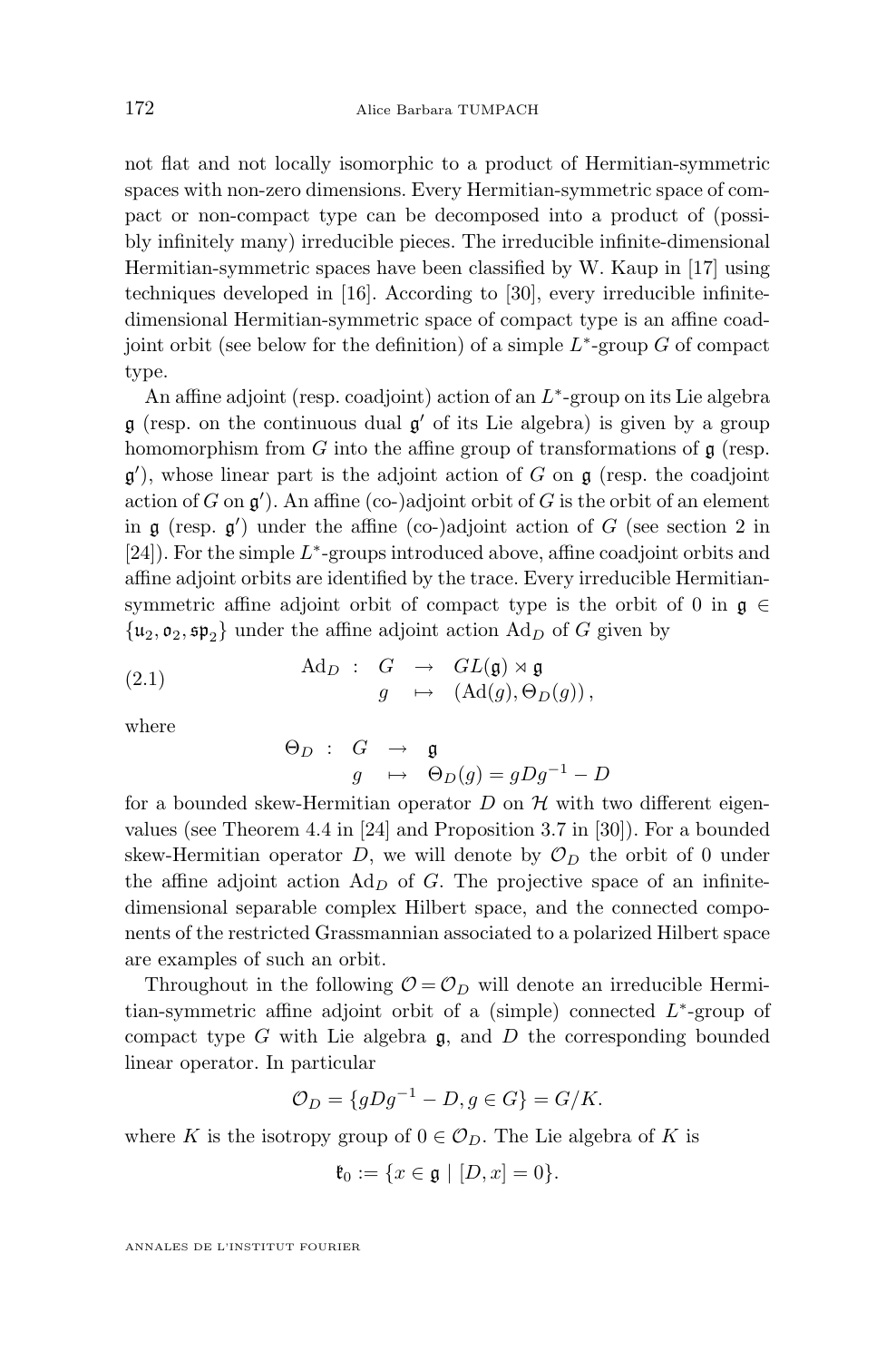not flat and not locally isomorphic to a product of Hermitian-symmetric spaces with non-zero dimensions. Every Hermitian-symmetric space of compact or non-compact type can be decomposed into a product of (possibly infinitely many) irreducible pieces. The irreducible infinite-dimensional Hermitian-symmetric spaces have been classified by W. Kaup in [17] using techniques developed in [16]. According to [30], every irreducible infinite-dimensional Hermitian-symmetric space of compact type is an affine coadjoint orbit (see below for the definition) of a simple $L^*$-group $G$ of compact type.

An affine adjoint (resp. coadjoint) action of an $L^*$-group on its Lie algebra $\mathfrak{g}$ (resp. on the continuous dual $\mathfrak{g}'$ of its Lie algebra) is given by a group homomorphism from $G$ into the affine group of transformations of $\mathfrak{g}$ (resp. $\mathfrak{g}'$), whose linear part is the adjoint action of $G$ on $\mathfrak{g}$ (resp. the coadjoint action of $G$ on $\mathfrak{g}'$). An affine (co-)adjoint orbit of $G$ is the orbit of an element in $\mathfrak{g}$ (resp. $\mathfrak{g}'$) under the affine (co-)adjoint action of $G$ (see section 2 in [24]). For the simple $L^*$-groups introduced above, affine coadjoint orbits and affine adjoint orbits are identified by the trace. Every irreducible Hermitian-symmetric affine adjoint orbit of compact type is the orbit of 0 in $\mathfrak{g} \in \{\mathfrak{u}_2, \mathfrak{o}_2, \mathfrak{sp}_2\}$ under the affine adjoint action $\mathrm{Ad}_D$ of $G$ given by

$$\begin{array}{lcccl} \mathrm{Ad}_D & : & G & \rightarrow & GL(\mathfrak{g}) \rtimes \mathfrak{g} \\ & & g & \mapsto & (\mathrm{Ad}(g), \Theta_D(g)), \end{array} \tag{2.1}$$

where

$$\begin{array}{lcccl} \Theta_D & : & G & \rightarrow & \mathfrak{g} \\ & & g & \mapsto & \Theta_D(g) = gDg^{-1} - D \end{array}$$

for a bounded skew-Hermitian operator $D$ on $\mathcal{H}$ with two different eigenvalues (see Theorem 4.4 in [24] and Proposition 3.7 in [30]). For a bounded skew-Hermitian operator $D$, we will denote by $\mathcal{O}_D$ the orbit of 0 under the affine adjoint action $\mathrm{Ad}_D$ of $G$. The projective space of an infinite-dimensional separable complex Hilbert space, and the connected components of the restricted Grassmannian associated to a polarized Hilbert space are examples of such an orbit.

Throughout in the following $\mathcal{O} = \mathcal{O}_D$ will denote an irreducible Hermitian-symmetric affine adjoint orbit of a (simple) connected $L^*$-group of compact type $G$ with Lie algebra $\mathfrak{g}$, and $D$ the corresponding bounded linear operator. In particular

$$\mathcal{O}_D = \{gDg^{-1} - D, g \in G\} = G/K.$$

where $K$ is the isotropy group of $0 \in \mathcal{O}_D$. The Lie algebra of $K$ is

$$\mathfrak{k}_0 := \{x \in \mathfrak{g} \mid [D, x] = 0\}.$$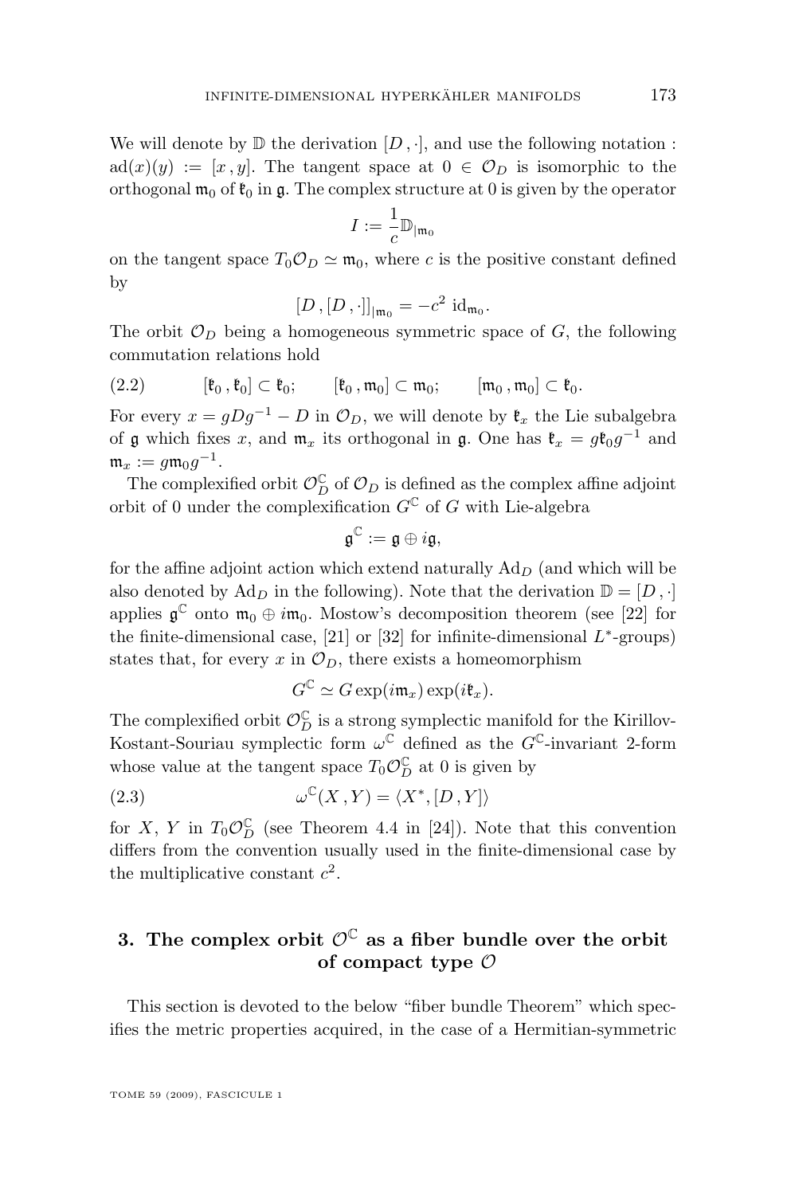We will denote by $\mathbb{D}$ the derivation $[D\,,\cdot]$, and use the following notation : $\mathrm{ad}(x)(y) := [x\,,y]$. The tangent space at $0 \in \mathcal{O}_D$ is isomorphic to the orthogonal $\mathfrak{m}_0$ of $\mathfrak{k}_0$ in $\mathfrak{g}$. The complex structure at 0 is given by the operator

$$I := \frac{1}{c}\mathbb{D}_{|\mathfrak{m}_0}$$

on the tangent space $T_0\mathcal{O}_D \simeq \mathfrak{m}_0$, where $c$ is the positive constant defined by

$$[D\,,[D\,,\cdot]]_{|\mathfrak{m}_0} = -c^2\ \mathrm{id}_{\mathfrak{m}_0}.$$

The orbit $\mathcal{O}_D$ being a homogeneous symmetric space of $G$, the following commutation relations hold

$$[\mathfrak{k}_0\,,\mathfrak{k}_0] \subset \mathfrak{k}_0; \qquad [\mathfrak{k}_0\,,\mathfrak{m}_0] \subset \mathfrak{m}_0; \qquad [\mathfrak{m}_0\,,\mathfrak{m}_0] \subset \mathfrak{k}_0. \tag{2.2}$$

For every $x = gDg^{-1} - D$ in $\mathcal{O}_D$, we will denote by $\mathfrak{k}_x$ the Lie subalgebra of $\mathfrak{g}$ which fixes $x$, and $\mathfrak{m}_x$ its orthogonal in $\mathfrak{g}$. One has $\mathfrak{k}_x = g\mathfrak{k}_0 g^{-1}$ and $\mathfrak{m}_x := g\mathfrak{m}_0 g^{-1}$.

The complexified orbit $\mathcal{O}_D^{\mathbb{C}}$ of $\mathcal{O}_D$ is defined as the complex affine adjoint orbit of 0 under the complexification $G^{\mathbb{C}}$ of $G$ with Lie-algebra

$$\mathfrak{g}^{\mathbb{C}} := \mathfrak{g} \oplus i\mathfrak{g},$$

for the affine adjoint action which extend naturally $\mathrm{Ad}_D$ (and which will be also denoted by $\mathrm{Ad}_D$ in the following). Note that the derivation $\mathbb{D} = [D\,,\cdot]$ applies $\mathfrak{g}^{\mathbb{C}}$ onto $\mathfrak{m}_0 \oplus i\mathfrak{m}_0$. Mostow's decomposition theorem (see [22] for the finite-dimensional case, [21] or [32] for infinite-dimensional $L^*$-groups) states that, for every $x$ in $\mathcal{O}_D$, there exists a homeomorphism

$$G^{\mathbb{C}} \simeq G\exp(i\mathfrak{m}_x)\exp(i\mathfrak{k}_x).$$

The complexified orbit $\mathcal{O}_D^{\mathbb{C}}$ is a strong symplectic manifold for the Kirillov-Kostant-Souriau symplectic form $\omega^{\mathbb{C}}$ defined as the $G^{\mathbb{C}}$-invariant 2-form whose value at the tangent space $T_0\mathcal{O}_D^{\mathbb{C}}$ at 0 is given by

$$\omega^{\mathbb{C}}(X\,,Y) = \langle X^*, [D\,,Y]\rangle \tag{2.3}$$

for $X$, $Y$ in $T_0\mathcal{O}_D^{\mathbb{C}}$ (see Theorem 4.4 in [24]). Note that this convention differs from the convention usually used in the finite-dimensional case by the multiplicative constant $c^2$.

## 3. The complex orbit $\mathcal{O}^{\mathbb{C}}$ as a fiber bundle over the orbit of compact type $\mathcal{O}$

This section is devoted to the below "fiber bundle Theorem" which specifies the metric properties acquired, in the case of a Hermitian-symmetric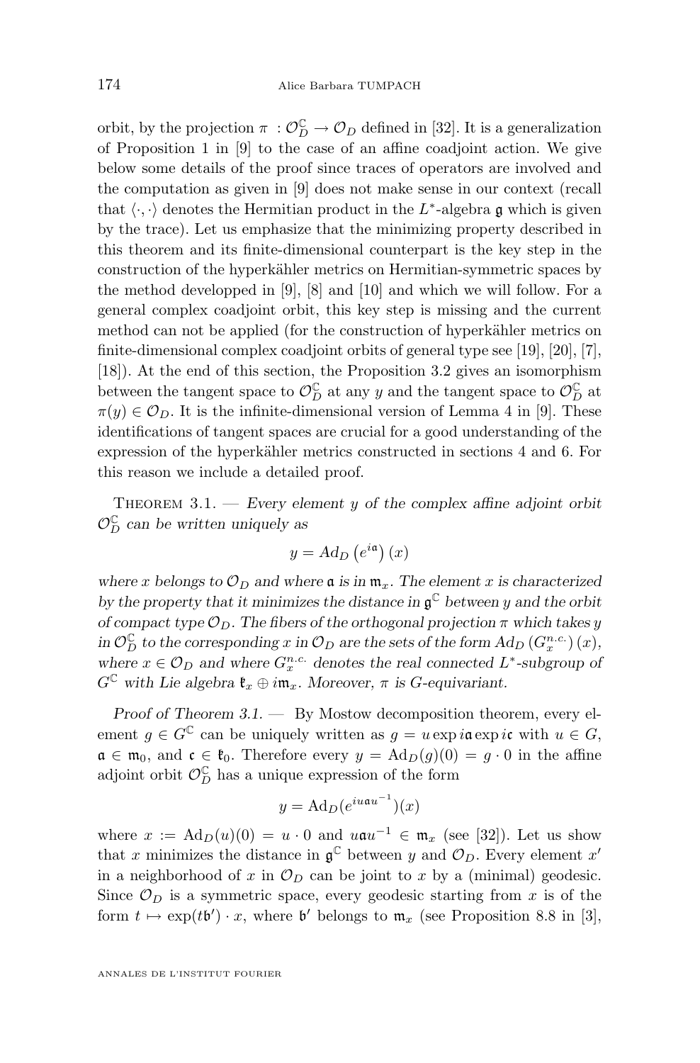orbit, by the projection $\pi : \mathcal{O}_D^{\mathbb{C}} \to \mathcal{O}_D$ defined in [32]. It is a generalization of Proposition 1 in [9] to the case of an affine coadjoint action. We give below some details of the proof since traces of operators are involved and the computation as given in [9] does not make sense in our context (recall that $\langle \cdot, \cdot \rangle$ denotes the Hermitian product in the $L^*$-algebra $\mathfrak{g}$ which is given by the trace). Let us emphasize that the minimizing property described in this theorem and its finite-dimensional counterpart is the key step in the construction of the hyperkähler metrics on Hermitian-symmetric spaces by the method developped in [9], [8] and [10] and which we will follow. For a general complex coadjoint orbit, this key step is missing and the current method can not be applied (for the construction of hyperkähler metrics on finite-dimensional complex coadjoint orbits of general type see [19], [20], [7], [18]). At the end of this section, the Proposition 3.2 gives an isomorphism between the tangent space to $\mathcal{O}_D^{\mathbb{C}}$ at any $y$ and the tangent space to $\mathcal{O}_D^{\mathbb{C}}$ at $\pi(y) \in \mathcal{O}_D$. It is the infinite-dimensional version of Lemma 4 in [9]. These identifications of tangent spaces are crucial for a good understanding of the expression of the hyperkähler metrics constructed in sections 4 and 6. For this reason we include a detailed proof.

Theorem 3.1. — *Every element $y$ of the complex affine adjoint orbit $\mathcal{O}_D^{\mathbb{C}}$ can be written uniquely as*

$$y = Ad_D\left(e^{i\mathfrak{a}}\right)(x)$$

*where $x$ belongs to $\mathcal{O}_D$ and where $\mathfrak{a}$ is in $\mathfrak{m}_x$. The element $x$ is characterized by the property that it minimizes the distance in $\mathfrak{g}^{\mathbb{C}}$ between $y$ and the orbit of compact type $\mathcal{O}_D$. The fibers of the orthogonal projection $\pi$ which takes $y$ in $\mathcal{O}_D^{\mathbb{C}}$ to the corresponding $x$ in $\mathcal{O}_D$ are the sets of the form $Ad_D\left(G_x^{n.c.}\right)(x)$, where $x \in \mathcal{O}_D$ and where $G_x^{n.c.}$ denotes the real connected $L^*$-subgroup of $G^{\mathbb{C}}$ with Lie algebra $\mathfrak{k}_x \oplus i\mathfrak{m}_x$. Moreover, $\pi$ is $G$-equivariant.*

*Proof of Theorem 3.1.* — By Mostow decomposition theorem, every element $g \in G^{\mathbb{C}}$ can be uniquely written as $g = u \exp i\mathfrak{a} \exp i\mathfrak{c}$ with $u \in G$, $\mathfrak{a} \in \mathfrak{m}_0$, and $\mathfrak{c} \in \mathfrak{k}_0$. Therefore every $y = \mathrm{Ad}_D(g)(0) = g \cdot 0$ in the affine adjoint orbit $\mathcal{O}_D^{\mathbb{C}}$ has a unique expression of the form

$$y = \mathrm{Ad}_D(e^{iu\mathfrak{a}u^{-1}})(x)$$

where $x := \mathrm{Ad}_D(u)(0) = u \cdot 0$ and $u\mathfrak{a}u^{-1} \in \mathfrak{m}_x$ (see [32]). Let us show that $x$ minimizes the distance in $\mathfrak{g}^{\mathbb{C}}$ between $y$ and $\mathcal{O}_D$. Every element $x'$ in a neighborhood of $x$ in $\mathcal{O}_D$ can be joint to $x$ by a (minimal) geodesic. Since $\mathcal{O}_D$ is a symmetric space, every geodesic starting from $x$ is of the form $t \mapsto \exp(t\mathfrak{b}') \cdot x$, where $\mathfrak{b}'$ belongs to $\mathfrak{m}_x$ (see Proposition 8.8 in [3],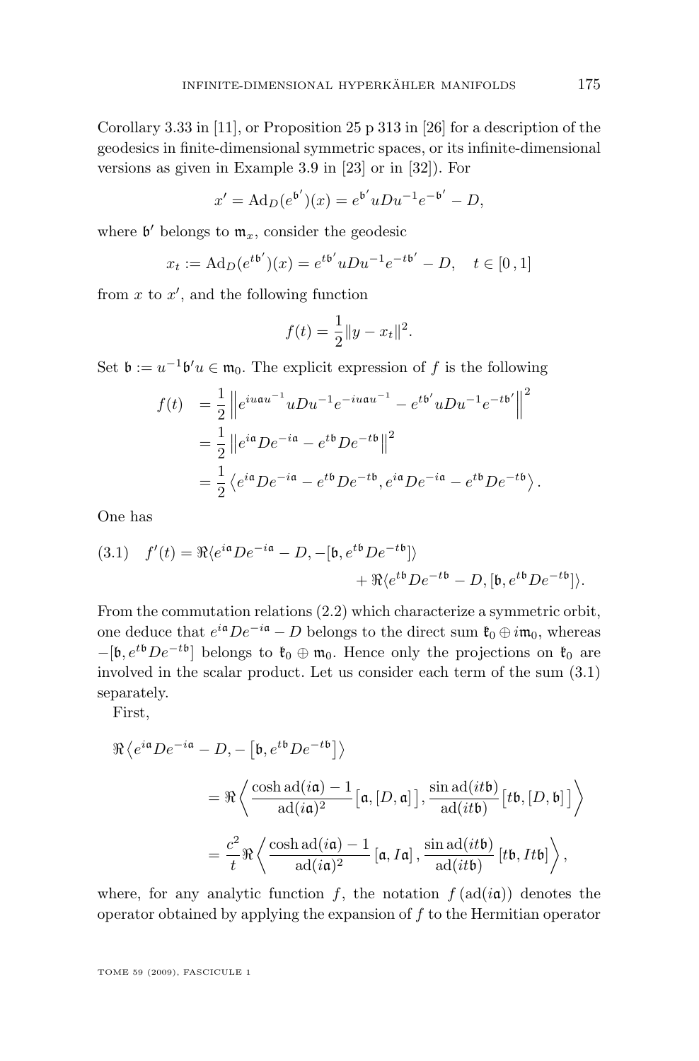Corollary 3.33 in [11], or Proposition 25 p 313 in [26] for a description of the geodesics in finite-dimensional symmetric spaces, or its infinite-dimensional versions as given in Example 3.9 in [23] or in [32]). For

$$x' = \mathrm{Ad}_D(e^{\mathfrak{b}'})(x) = e^{\mathfrak{b}'}uDu^{-1}e^{-\mathfrak{b}'} - D,$$

where $\mathfrak{b}'$ belongs to $\mathfrak{m}_x$, consider the geodesic

$$x_t := \mathrm{Ad}_D(e^{t\mathfrak{b}'})(x) = e^{t\mathfrak{b}'}uDu^{-1}e^{-t\mathfrak{b}'} - D, \quad t \in [0\,,1]$$

from $x$ to $x'$, and the following function

$$f(t) = \frac{1}{2}\|y - x_t\|^2.$$

Set $\mathfrak{b} := u^{-1}\mathfrak{b}'u \in \mathfrak{m}_0$. The explicit expression of $f$ is the following

$$\begin{aligned}
f(t) &= \frac{1}{2}\left\|e^{iu\mathfrak{a}u^{-1}}uDu^{-1}e^{-iu\mathfrak{a}u^{-1}} - e^{t\mathfrak{b}'}uDu^{-1}e^{-t\mathfrak{b}'}\right\|^2 \\
&= \frac{1}{2}\left\|e^{i\mathfrak{a}}De^{-i\mathfrak{a}} - e^{t\mathfrak{b}}De^{-t\mathfrak{b}}\right\|^2 \\
&= \frac{1}{2}\left\langle e^{i\mathfrak{a}}De^{-i\mathfrak{a}} - e^{t\mathfrak{b}}De^{-t\mathfrak{b}}, e^{i\mathfrak{a}}De^{-i\mathfrak{a}} - e^{t\mathfrak{b}}De^{-t\mathfrak{b}}\right\rangle.
\end{aligned}$$

One has

$$\begin{aligned}
(3.1)\quad f'(t) = \Re\langle e^{i\mathfrak{a}}De^{-i\mathfrak{a}} - D, -[\mathfrak{b}, e^{t\mathfrak{b}}De^{-t\mathfrak{b}}]\rangle \\
+ \Re\langle e^{t\mathfrak{b}}De^{-t\mathfrak{b}} - D, [\mathfrak{b}, e^{t\mathfrak{b}}De^{-t\mathfrak{b}}]\rangle.
\end{aligned}$$

From the commutation relations (2.2) which characterize a symmetric orbit, one deduce that $e^{i\mathfrak{a}}De^{-i\mathfrak{a}} - D$ belongs to the direct sum $\mathfrak{k}_0 \oplus i\mathfrak{m}_0$, whereas $-[\mathfrak{b}, e^{t\mathfrak{b}}De^{-t\mathfrak{b}}]$ belongs to $\mathfrak{k}_0 \oplus \mathfrak{m}_0$. Hence only the projections on $\mathfrak{k}_0$ are involved in the scalar product. Let us consider each term of the sum (3.1) separately.

First,

$$\begin{aligned}
\Re\left\langle e^{i\mathfrak{a}}De^{-i\mathfrak{a}} - D, -\left[\mathfrak{b}, e^{t\mathfrak{b}}De^{-t\mathfrak{b}}\right]\right\rangle \\
&= \Re\left\langle \frac{\cosh \mathrm{ad}(i\mathfrak{a}) - 1}{\mathrm{ad}(i\mathfrak{a})^2}\big[\mathfrak{a}, [D, \mathfrak{a}]\big], \frac{\sin \mathrm{ad}(it\mathfrak{b})}{\mathrm{ad}(it\mathfrak{b})}\big[t\mathfrak{b}, [D, \mathfrak{b}]\big]\right\rangle \\
&= \frac{c^2}{t}\Re\left\langle \frac{\cosh \mathrm{ad}(i\mathfrak{a}) - 1}{\mathrm{ad}(i\mathfrak{a})^2}\left[\mathfrak{a}, I\mathfrak{a}\right], \frac{\sin \mathrm{ad}(it\mathfrak{b})}{\mathrm{ad}(it\mathfrak{b})}\left[t\mathfrak{b}, It\mathfrak{b}\right]\right\rangle,
\end{aligned}$$

where, for any analytic function $f$, the notation $f\left(\mathrm{ad}(i\mathfrak{a})\right)$ denotes the operator obtained by applying the expansion of $f$ to the Hermitian operator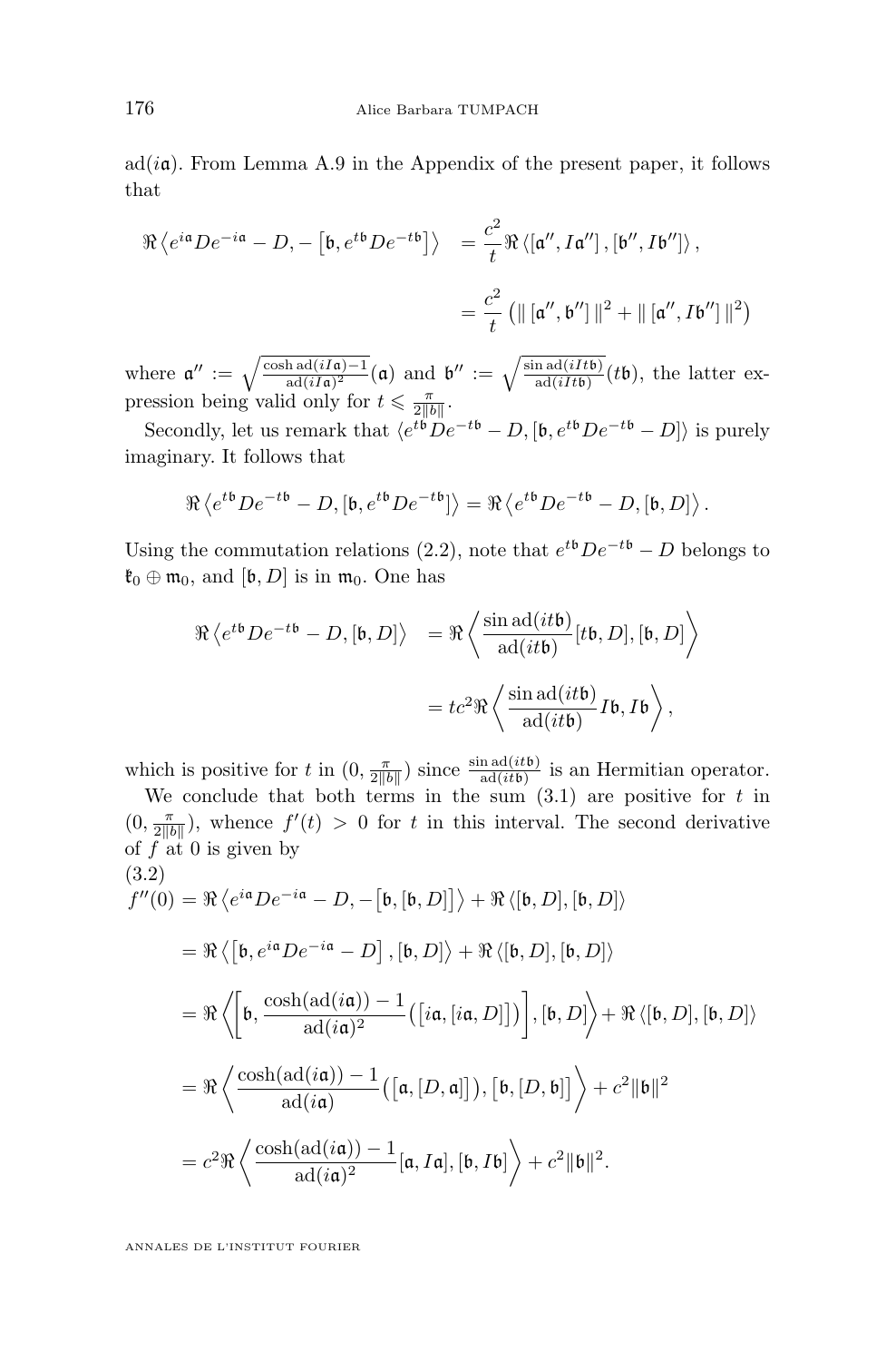$\mathrm{ad}(i\mathfrak{a})$. From Lemma A.9 in the Appendix of the present paper, it follows that

$$\begin{aligned}
\Re\left\langle e^{i\mathfrak{a}}De^{-i\mathfrak{a}} - D, -\left[\mathfrak{b}, e^{t\mathfrak{b}}De^{-t\mathfrak{b}}\right]\right\rangle &= \frac{c^2}{t}\Re\left\langle \left[\mathfrak{a}'', I\mathfrak{a}''\right], \left[\mathfrak{b}'', I\mathfrak{b}''\right]\right\rangle, \\
&= \frac{c^2}{t}\left(\|\left[\mathfrak{a}'', \mathfrak{b}''\right]\|^2 + \|\left[\mathfrak{a}'', I\mathfrak{b}''\right]\|^2\right)
\end{aligned}$$

where $\mathfrak{a}'' := \sqrt{\frac{\cosh \mathrm{ad}(iI\mathfrak{a})-1}{\mathrm{ad}(iI\mathfrak{a})^2}}(\mathfrak{a})$ and $\mathfrak{b}'' := \sqrt{\frac{\sin \mathrm{ad}(iIt\mathfrak{b})}{\mathrm{ad}(iIt\mathfrak{b})}}(t\mathfrak{b})$, the latter expression being valid only for $t \leqslant \frac{\pi}{2\|b\|}$.

Secondly, let us remark that $\langle e^{t\mathfrak{b}}De^{-t\mathfrak{b}} - D, [\mathfrak{b}, e^{t\mathfrak{b}}De^{-t\mathfrak{b}} - D]\rangle$ is purely imaginary. It follows that

$$\Re\left\langle e^{t\mathfrak{b}}De^{-t\mathfrak{b}} - D, [\mathfrak{b}, e^{t\mathfrak{b}}De^{-t\mathfrak{b}}]\right\rangle = \Re\left\langle e^{t\mathfrak{b}}De^{-t\mathfrak{b}} - D, [\mathfrak{b}, D]\right\rangle.$$

Using the commutation relations (2.2), note that $e^{t\mathfrak{b}}De^{-t\mathfrak{b}} - D$ belongs to $\mathfrak{k}_0 \oplus \mathfrak{m}_0$, and $[\mathfrak{b}, D]$ is in $\mathfrak{m}_0$. One has

$$\begin{aligned}
\Re\left\langle e^{t\mathfrak{b}}De^{-t\mathfrak{b}} - D, [\mathfrak{b}, D]\right\rangle &= \Re\left\langle \frac{\sin \mathrm{ad}(it\mathfrak{b})}{\mathrm{ad}(it\mathfrak{b})}[t\mathfrak{b}, D], [\mathfrak{b}, D]\right\rangle \\
&= tc^2\Re\left\langle \frac{\sin \mathrm{ad}(it\mathfrak{b})}{\mathrm{ad}(it\mathfrak{b})}I\mathfrak{b}, I\mathfrak{b}\right\rangle,
\end{aligned}$$

which is positive for $t$ in $(0, \frac{\pi}{2\|b\|})$ since $\frac{\sin \mathrm{ad}(it\mathfrak{b})}{\mathrm{ad}(it\mathfrak{b})}$ is an Hermitian operator.

We conclude that both terms in the sum (3.1) are positive for $t$ in $(0, \frac{\pi}{2\|b\|})$, whence $f'(t) > 0$ for $t$ in this interval. The second derivative of $f$ at 0 is given by

(3.2)
$$\begin{aligned}
f''(0) &= \Re\left\langle e^{i\mathfrak{a}}De^{-i\mathfrak{a}} - D, -\left[\mathfrak{b}, [\mathfrak{b}, D]\right]\right\rangle + \Re\left\langle [\mathfrak{b}, D], [\mathfrak{b}, D]\right\rangle \\
&= \Re\left\langle \left[\mathfrak{b}, e^{i\mathfrak{a}}De^{-i\mathfrak{a}} - D\right], [\mathfrak{b}, D]\right\rangle + \Re\left\langle [\mathfrak{b}, D], [\mathfrak{b}, D]\right\rangle \\
&= \Re\left\langle \left[\mathfrak{b}, \frac{\cosh(\mathrm{ad}(i\mathfrak{a})) - 1}{\mathrm{ad}(i\mathfrak{a})^2}\left(\left[i\mathfrak{a}, [i\mathfrak{a}, D]\right]\right)\right], [\mathfrak{b}, D]\right\rangle + \Re\left\langle [\mathfrak{b}, D], [\mathfrak{b}, D]\right\rangle \\
&= \Re\left\langle \frac{\cosh(\mathrm{ad}(i\mathfrak{a})) - 1}{\mathrm{ad}(i\mathfrak{a})}\left(\left[\mathfrak{a}, [D, \mathfrak{a}]\right]\right), \left[\mathfrak{b}, [D, \mathfrak{b}]\right]\right\rangle + c^2\|\mathfrak{b}\|^2 \\
&= c^2\Re\left\langle \frac{\cosh(\mathrm{ad}(i\mathfrak{a})) - 1}{\mathrm{ad}(i\mathfrak{a})^2}[\mathfrak{a}, I\mathfrak{a}], [\mathfrak{b}, I\mathfrak{b}]\right\rangle + c^2\|\mathfrak{b}\|^2.
\end{aligned}$$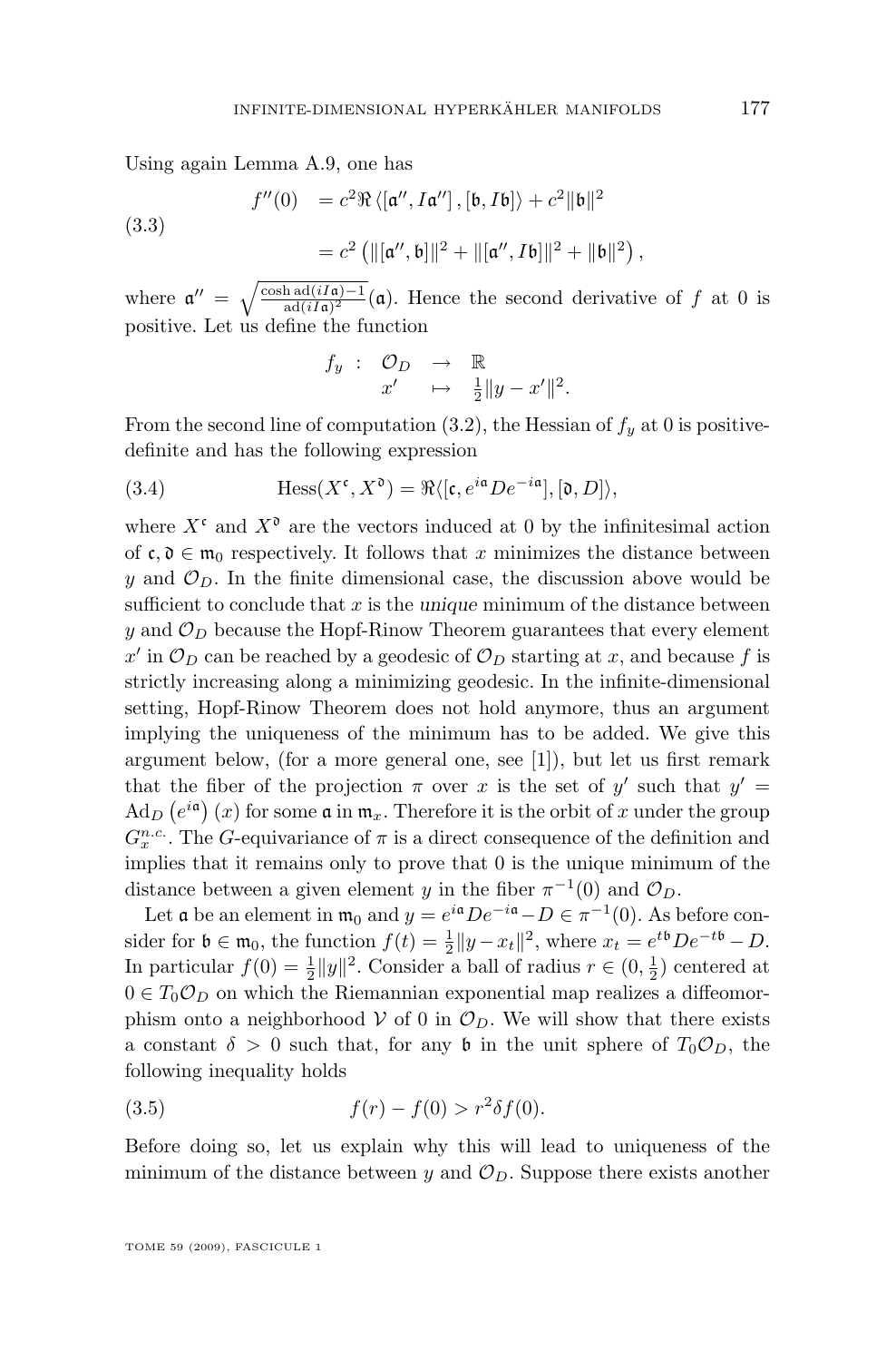Using again Lemma A.9, one has

$$
\begin{aligned}
f''(0) &= c^2 \Re \langle [\mathfrak{a}'', I\mathfrak{a}''], [\mathfrak{b}, I\mathfrak{b}] \rangle + c^2 \|\mathfrak{b}\|^2 \\
&= c^2 \left( \|[\mathfrak{a}'', \mathfrak{b}]\|^2 + \|[\mathfrak{a}'', I\mathfrak{b}]\|^2 + \|\mathfrak{b}\|^2 \right),
\end{aligned}
\tag{3.3}
$$

where $\mathfrak{a}'' = \sqrt{\frac{\cosh \operatorname{ad}(iI\mathfrak{a}) - 1}{\operatorname{ad}(iI\mathfrak{a})^2}}(\mathfrak{a})$. Hence the second derivative of $f$ at 0 is positive. Let us define the function

$$
\begin{array}{rccc}
f_y : & \mathcal{O}_D & \to & \mathbb{R} \\
& x' & \mapsto & \frac{1}{2}\|y - x'\|^2.
\end{array}
$$

From the second line of computation (3.2), the Hessian of $f_y$ at 0 is positive-definite and has the following expression

$$
\operatorname{Hess}(X^{\mathfrak{c}}, X^{\mathfrak{d}}) = \Re \langle [\mathfrak{c}, e^{i\mathfrak{a}} D e^{-i\mathfrak{a}}], [\mathfrak{d}, D] \rangle,
\tag{3.4}
$$

where $X^{\mathfrak{c}}$ and $X^{\mathfrak{d}}$ are the vectors induced at 0 by the infinitesimal action of $\mathfrak{c}, \mathfrak{d} \in \mathfrak{m}_0$ respectively. It follows that $x$ minimizes the distance between $y$ and $\mathcal{O}_D$. In the finite dimensional case, the discussion above would be sufficient to conclude that $x$ is the *unique* minimum of the distance between $y$ and $\mathcal{O}_D$ because the Hopf-Rinow Theorem guarantees that every element $x'$ in $\mathcal{O}_D$ can be reached by a geodesic of $\mathcal{O}_D$ starting at $x$, and because $f$ is strictly increasing along a minimizing geodesic. In the infinite-dimensional setting, Hopf-Rinow Theorem does not hold anymore, thus an argument implying the uniqueness of the minimum has to be added. We give this argument below, (for a more general one, see [1]), but let us first remark that the fiber of the projection $\pi$ over $x$ is the set of $y'$ such that $y' = \operatorname{Ad}_D\left(e^{i\mathfrak{a}}\right)(x)$ for some $\mathfrak{a}$ in $\mathfrak{m}_x$. Therefore it is the orbit of $x$ under the group $G_x^{n.c.}$. The $G$-equivariance of $\pi$ is a direct consequence of the definition and implies that it remains only to prove that 0 is the unique minimum of the distance between a given element $y$ in the fiber $\pi^{-1}(0)$ and $\mathcal{O}_D$.

Let $\mathfrak{a}$ be an element in $\mathfrak{m}_0$ and $y = e^{i\mathfrak{a}} D e^{-i\mathfrak{a}} - D \in \pi^{-1}(0)$. As before consider for $\mathfrak{b} \in \mathfrak{m}_0$, the function $f(t) = \frac{1}{2}\|y - x_t\|^2$, where $x_t = e^{t\mathfrak{b}} D e^{-t\mathfrak{b}} - D$. In particular $f(0) = \frac{1}{2}\|y\|^2$. Consider a ball of radius $r \in (0, \frac{1}{2})$ centered at $0 \in T_0\mathcal{O}_D$ on which the Riemannian exponential map realizes a diffeomorphism onto a neighborhood $\mathcal{V}$ of 0 in $\mathcal{O}_D$. We will show that there exists a constant $\delta > 0$ such that, for any $\mathfrak{b}$ in the unit sphere of $T_0\mathcal{O}_D$, the following inequality holds

$$
f(r) - f(0) > r^2 \delta f(0).
\tag{3.5}
$$

Before doing so, let us explain why this will lead to uniqueness of the minimum of the distance between $y$ and $\mathcal{O}_D$. Suppose there exists another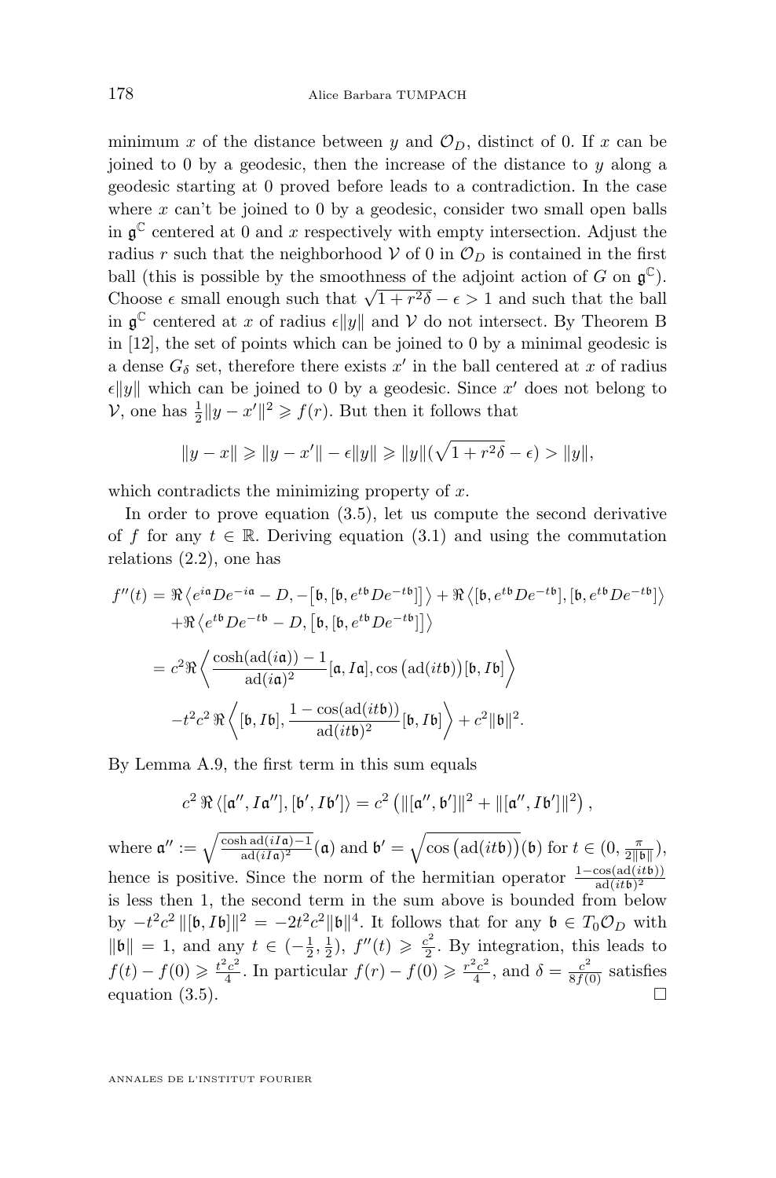minimum $x$ of the distance between $y$ and $\mathcal{O}_D$, distinct of 0. If $x$ can be joined to 0 by a geodesic, then the increase of the distance to $y$ along a geodesic starting at 0 proved before leads to a contradiction. In the case where $x$ can't be joined to 0 by a geodesic, consider two small open balls in $\mathfrak{g}^{\mathbb{C}}$ centered at 0 and $x$ respectively with empty intersection. Adjust the radius $r$ such that the neighborhood $\mathcal{V}$ of 0 in $\mathcal{O}_D$ is contained in the first ball (this is possible by the smoothness of the adjoint action of $G$ on $\mathfrak{g}^{\mathbb{C}}$). Choose $\epsilon$ small enough such that $\sqrt{1+r^2\delta}-\epsilon > 1$ and such that the ball in $\mathfrak{g}^{\mathbb{C}}$ centered at $x$ of radius $\epsilon\|y\|$ and $\mathcal{V}$ do not intersect. By Theorem B in [12], the set of points which can be joined to 0 by a minimal geodesic is a dense $G_\delta$ set, therefore there exists $x'$ in the ball centered at $x$ of radius $\epsilon\|y\|$ which can be joined to 0 by a geodesic. Since $x'$ does not belong to $\mathcal{V}$, one has $\frac{1}{2}\|y-x'\|^2 \geqslant f(r)$. But then it follows that

$$\|y-x\| \geqslant \|y-x'\| - \epsilon\|y\| \geqslant \|y\|(\sqrt{1+r^2\delta}-\epsilon) > \|y\|,$$

which contradicts the minimizing property of $x$.

In order to prove equation (3.5), let us compute the second derivative of $f$ for any $t \in \mathbb{R}$. Deriving equation (3.1) and using the commutation relations (2.2), one has

$$\begin{aligned}
f''(t) &= \Re\left\langle e^{i\mathfrak{a}}De^{-i\mathfrak{a}} - D, -\left[\mathfrak{b},[\mathfrak{b}, e^{t\mathfrak{b}}De^{-t\mathfrak{b}}]\right]\right\rangle + \Re\left\langle [\mathfrak{b}, e^{t\mathfrak{b}}De^{-t\mathfrak{b}}], [\mathfrak{b}, e^{t\mathfrak{b}}De^{-t\mathfrak{b}}]\right\rangle \\
&\quad + \Re\left\langle e^{t\mathfrak{b}}De^{-t\mathfrak{b}} - D, \left[\mathfrak{b},[\mathfrak{b}, e^{t\mathfrak{b}}De^{-t\mathfrak{b}}]\right]\right\rangle \\
&= c^2\Re\left\langle \frac{\cosh(\mathrm{ad}(i\mathfrak{a}))-1}{\mathrm{ad}(i\mathfrak{a})^2}[\mathfrak{a}, I\mathfrak{a}], \cos\left(\mathrm{ad}(it\mathfrak{b})\right)[\mathfrak{b}, I\mathfrak{b}]\right\rangle \\
&\quad - t^2c^2\,\Re\left\langle [\mathfrak{b}, I\mathfrak{b}], \frac{1-\cos(\mathrm{ad}(it\mathfrak{b}))}{\mathrm{ad}(it\mathfrak{b})^2}[\mathfrak{b}, I\mathfrak{b}]\right\rangle + c^2\|\mathfrak{b}\|^2.
\end{aligned}$$

By Lemma A.9, the first term in this sum equals

$$c^2\,\Re\left\langle [\mathfrak{a}'', I\mathfrak{a}''], [\mathfrak{b}', I\mathfrak{b}']\right\rangle = c^2\left(\|[\mathfrak{a}'', \mathfrak{b}']\|^2 + \|[\mathfrak{a}'', I\mathfrak{b}']\|^2\right),$$

where $\mathfrak{a}'' := \sqrt{\frac{\cosh\mathrm{ad}(iI\mathfrak{a})-1}{\mathrm{ad}(iI\mathfrak{a})^2}}(\mathfrak{a})$ and $\mathfrak{b}' = \sqrt{\cos\left(\mathrm{ad}(it\mathfrak{b})\right)}(\mathfrak{b})$ for $t \in (0, \frac{\pi}{2\|\mathfrak{b}\|})$, hence is positive. Since the norm of the hermitian operator $\frac{1-\cos(\mathrm{ad}(it\mathfrak{b}))}{\mathrm{ad}(it\mathfrak{b})^2}$ is less then 1, the second term in the sum above is bounded from below by $-t^2c^2\,\|[\mathfrak{b}, I\mathfrak{b}]\|^2 = -2t^2c^2\|\mathfrak{b}\|^4$. It follows that for any $\mathfrak{b} \in T_0\mathcal{O}_D$ with $\|\mathfrak{b}\| = 1$, and any $t \in (-\frac{1}{2}, \frac{1}{2})$, $f''(t) \geqslant \frac{c^2}{2}$. By integration, this leads to $f(t) - f(0) \geqslant \frac{t^2c^2}{4}$. In particular $f(r) - f(0) \geqslant \frac{r^2c^2}{4}$, and $\delta = \frac{c^2}{8f(0)}$ satisfies equation (3.5). $\square$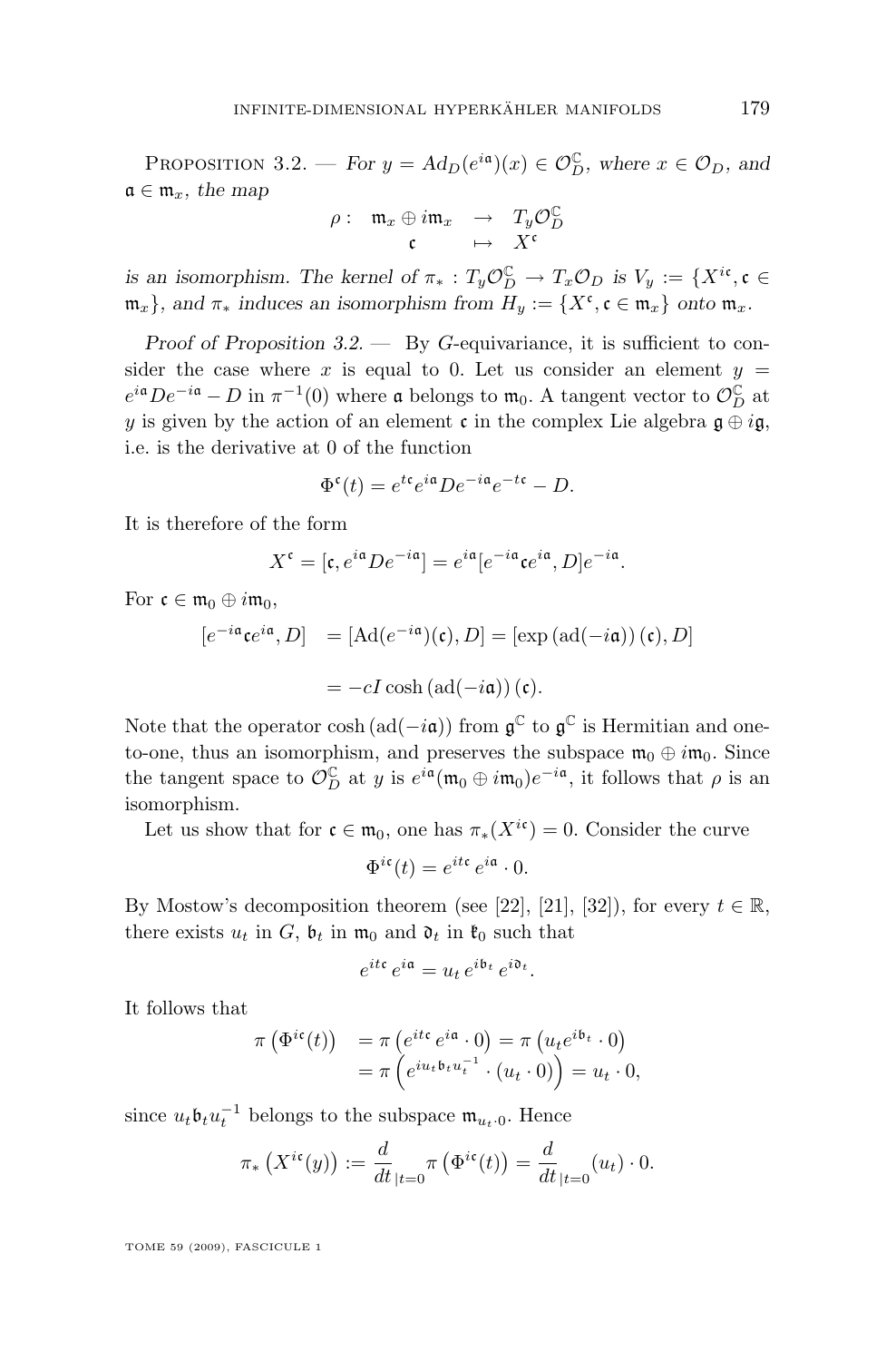Proposition 3.2. — *For $y = Ad_D(e^{i\mathfrak{a}})(x) \in \mathcal{O}_D^{\mathbb{C}}$, where $x \in \mathcal{O}_D$, and $\mathfrak{a} \in \mathfrak{m}_x$, the map*

$$\begin{array}{rccc} \rho : & \mathfrak{m}_x \oplus i\mathfrak{m}_x & \rightarrow & T_y\mathcal{O}_D^{\mathbb{C}} \\ & \mathfrak{c} & \mapsto & X^{\mathfrak{c}} \end{array}$$

*is an isomorphism. The kernel of $\pi_* : T_y\mathcal{O}_D^{\mathbb{C}} \rightarrow T_x\mathcal{O}_D$ is $V_y := \{X^{i\mathfrak{c}}, \mathfrak{c} \in \mathfrak{m}_x\}$, and $\pi_*$ induces an isomorphism from $H_y := \{X^{\mathfrak{c}}, \mathfrak{c} \in \mathfrak{m}_x\}$ onto $\mathfrak{m}_x$.*

*Proof of Proposition 3.2.* — By $G$-equivariance, it is sufficient to consider the case where $x$ is equal to 0. Let us consider an element $y = e^{i\mathfrak{a}}De^{-i\mathfrak{a}} - D$ in $\pi^{-1}(0)$ where $\mathfrak{a}$ belongs to $\mathfrak{m}_0$. A tangent vector to $\mathcal{O}_D^{\mathbb{C}}$ at $y$ is given by the action of an element $\mathfrak{c}$ in the complex Lie algebra $\mathfrak{g} \oplus i\mathfrak{g}$, i.e. is the derivative at 0 of the function

$$\Phi^{\mathfrak{c}}(t) = e^{t\mathfrak{c}}e^{i\mathfrak{a}}De^{-i\mathfrak{a}}e^{-t\mathfrak{c}} - D.$$

It is therefore of the form

$$X^{\mathfrak{c}} = [\mathfrak{c}, e^{i\mathfrak{a}}De^{-i\mathfrak{a}}] = e^{i\mathfrak{a}}[e^{-i\mathfrak{a}}\mathfrak{c}e^{i\mathfrak{a}}, D]e^{-i\mathfrak{a}}.$$

For $\mathfrak{c} \in \mathfrak{m}_0 \oplus i\mathfrak{m}_0$,

$$\begin{aligned} [e^{-i\mathfrak{a}}\mathfrak{c}e^{i\mathfrak{a}}, D] &= [\mathrm{Ad}(e^{-i\mathfrak{a}})(\mathfrak{c}), D] = [\exp\left(\mathrm{ad}(-i\mathfrak{a})\right)(\mathfrak{c}), D] \\ &= -cI\cosh\left(\mathrm{ad}(-i\mathfrak{a})\right)(\mathfrak{c}). \end{aligned}$$

Note that the operator $\cosh\left(\mathrm{ad}(-i\mathfrak{a})\right)$ from $\mathfrak{g}^{\mathbb{C}}$ to $\mathfrak{g}^{\mathbb{C}}$ is Hermitian and one-to-one, thus an isomorphism, and preserves the subspace $\mathfrak{m}_0 \oplus i\mathfrak{m}_0$. Since the tangent space to $\mathcal{O}_D^{\mathbb{C}}$ at $y$ is $e^{i\mathfrak{a}}(\mathfrak{m}_0 \oplus i\mathfrak{m}_0)e^{-i\mathfrak{a}}$, it follows that $\rho$ is an isomorphism.

Let us show that for $\mathfrak{c} \in \mathfrak{m}_0$, one has $\pi_*(X^{i\mathfrak{c}}) = 0$. Consider the curve

$$\Phi^{i\mathfrak{c}}(t) = e^{it\mathfrak{c}}\, e^{i\mathfrak{a}} \cdot 0.$$

By Mostow's decomposition theorem (see [22], [21], [32]), for every $t \in \mathbb{R}$, there exists $u_t$ in $G$, $\mathfrak{b}_t$ in $\mathfrak{m}_0$ and $\mathfrak{d}_t$ in $\mathfrak{k}_0$ such that

$$e^{it\mathfrak{c}}\, e^{i\mathfrak{a}} = u_t\, e^{i\mathfrak{b}_t}\, e^{i\mathfrak{d}_t}.$$

It follows that

$$\begin{aligned} \pi\left(\Phi^{i\mathfrak{c}}(t)\right) &= \pi\left(e^{it\mathfrak{c}}\, e^{i\mathfrak{a}} \cdot 0\right) = \pi\left(u_t e^{i\mathfrak{b}_t} \cdot 0\right) \\ &= \pi\left(e^{iu_t\mathfrak{b}_t u_t^{-1}} \cdot (u_t \cdot 0)\right) = u_t \cdot 0, \end{aligned}$$

since $u_t\mathfrak{b}_t u_t^{-1}$ belongs to the subspace $\mathfrak{m}_{u_t \cdot 0}$. Hence

$$\pi_*\left(X^{i\mathfrak{c}}(y)\right) := \frac{d}{dt}_{|t=0}\pi\left(\Phi^{i\mathfrak{c}}(t)\right) = \frac{d}{dt}_{|t=0}(u_t) \cdot 0.$$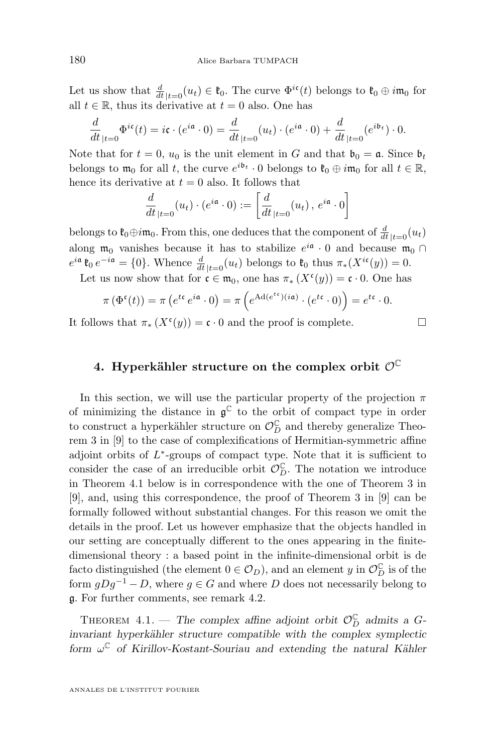Let us show that $\frac{d}{dt}_{|t=0}(u_t) \in \mathfrak{k}_0$. The curve $\Phi^{i\mathfrak{c}}(t)$ belongs to $\mathfrak{k}_0 \oplus i\mathfrak{m}_0$ for all $t \in \mathbb{R}$, thus its derivative at $t = 0$ also. One has

$$\frac{d}{dt}_{|t=0}\Phi^{i\mathfrak{c}}(t) = i\mathfrak{c} \cdot (e^{i\mathfrak{a}} \cdot 0) = \frac{d}{dt}_{|t=0}(u_t) \cdot (e^{i\mathfrak{a}} \cdot 0) + \frac{d}{dt}_{|t=0}(e^{i\mathfrak{b}_t}) \cdot 0.$$

Note that for $t = 0$, $u_0$ is the unit element in $G$ and that $\mathfrak{b}_0 = \mathfrak{a}$. Since $\mathfrak{b}_t$ belongs to $\mathfrak{m}_0$ for all $t$, the curve $e^{i\mathfrak{b}_t} \cdot 0$ belongs to $\mathfrak{k}_0 \oplus i\mathfrak{m}_0$ for all $t \in \mathbb{R}$, hence its derivative at $t = 0$ also. It follows that

$$\frac{d}{dt}_{|t=0}(u_t) \cdot (e^{i\mathfrak{a}} \cdot 0) := \left[\frac{d}{dt}_{|t=0}(u_t)\, ,\, e^{i\mathfrak{a}} \cdot 0\right]$$

belongs to $\mathfrak{k}_0 \oplus i\mathfrak{m}_0$. From this, one deduces that the component of $\frac{d}{dt}_{|t=0}(u_t)$ along $\mathfrak{m}_0$ vanishes because it has to stabilize $e^{i\mathfrak{a}} \cdot 0$ and because $\mathfrak{m}_0 \cap e^{i\mathfrak{a}}\, \mathfrak{k}_0\, e^{-i\mathfrak{a}} = \{0\}$. Whence $\frac{d}{dt}_{|t=0}(u_t)$ belongs to $\mathfrak{k}_0$ thus $\pi_*(X^{i\mathfrak{c}}(y)) = 0$.

Let us now show that for $\mathfrak{c} \in \mathfrak{m}_0$, one has $\pi_*\left(X^{\mathfrak{c}}(y)\right) = \mathfrak{c} \cdot 0$. One has

$$\pi\left(\Phi^{\mathfrak{c}}(t)\right) = \pi\left(e^{t\mathfrak{c}}\, e^{i\mathfrak{a}} \cdot 0\right) = \pi\left(e^{\mathrm{Ad}(e^{t\mathfrak{c}})(i\mathfrak{a})} \cdot (e^{t\mathfrak{c}} \cdot 0)\right) = e^{t\mathfrak{c}} \cdot 0.$$

It follows that $\pi_*\left(X^{\mathfrak{c}}(y)\right) = \mathfrak{c} \cdot 0$ and the proof is complete. □

## 4. Hyperkähler structure on the complex orbit $\mathcal{O}^{\mathbb{C}}$

In this section, we will use the particular property of the projection $\pi$ of minimizing the distance in $\mathfrak{g}^{\mathbb{C}}$ to the orbit of compact type in order to construct a hyperkähler structure on $\mathcal{O}_D^{\mathbb{C}}$ and thereby generalize Theorem 3 in [9] to the case of complexifications of Hermitian-symmetric affine adjoint orbits of $L^*$-groups of compact type. Note that it is sufficient to consider the case of an irreducible orbit $\mathcal{O}_D^{\mathbb{C}}$. The notation we introduce in Theorem 4.1 below is in correspondence with the one of Theorem 3 in [9], and, using this correspondence, the proof of Theorem 3 in [9] can be formally followed without substantial changes. For this reason we omit the details in the proof. Let us however emphasize that the objects handled in our setting are conceptually different to the ones appearing in the finite-dimensional theory : a based point in the infinite-dimensional orbit is de facto distinguished (the element $0 \in \mathcal{O}_D$), and an element $y$ in $\mathcal{O}_D^{\mathbb{C}}$ is of the form $gDg^{-1} - D$, where $g \in G$ and where $D$ does not necessarily belong to $\mathfrak{g}$. For further comments, see remark 4.2.

Theorem 4.1. — *The complex affine adjoint orbit $\mathcal{O}_D^{\mathbb{C}}$ admits a $G$-invariant hyperkähler structure compatible with the complex symplectic form $\omega^{\mathbb{C}}$ of Kirillov-Kostant-Souriau and extending the natural Kähler*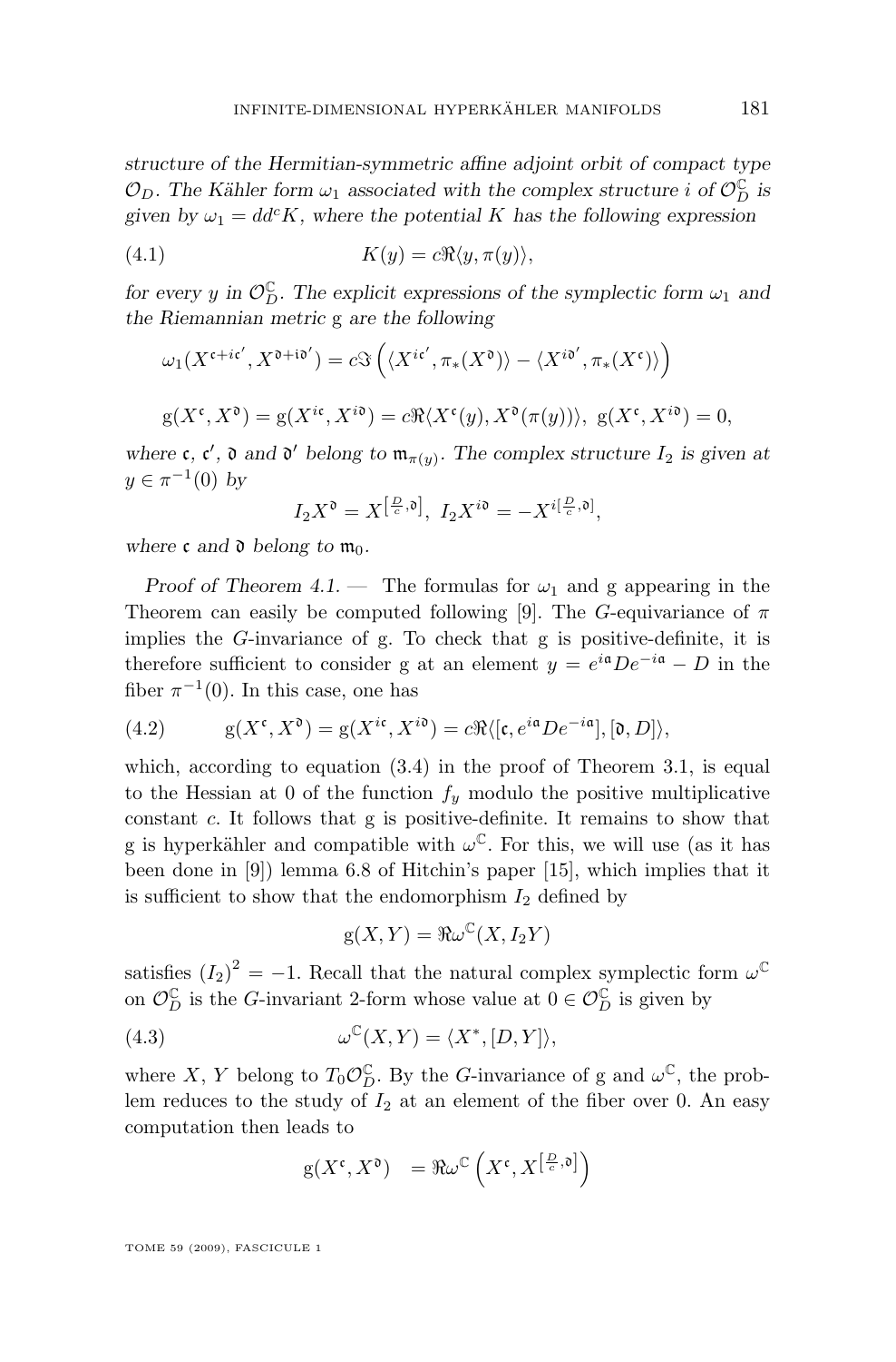*structure of the Hermitian-symmetric affine adjoint orbit of compact type $\mathcal{O}_D$. The Kähler form $\omega_1$ associated with the complex structure $i$ of $\mathcal{O}_D^{\mathbb{C}}$ is given by $\omega_1 = dd^c K$, where the potential $K$ has the following expression*

$$K(y) = c\Re\langle y, \pi(y)\rangle, \tag{4.1}$$

*for every $y$ in $\mathcal{O}_D^{\mathbb{C}}$. The explicit expressions of the symplectic form $\omega_1$ and the Riemannian metric g are the following*

$$\omega_1(X^{\mathfrak{c}+i\mathfrak{c}'}, X^{\mathfrak{d}+i\mathfrak{d}'}) = c\Im\left(\langle X^{i\mathfrak{c}'}, \pi_*(X^{\mathfrak{d}})\rangle - \langle X^{i\mathfrak{d}'}, \pi_*(X^{\mathfrak{c}})\rangle\right)$$

$$\mathrm{g}(X^{\mathfrak{c}}, X^{\mathfrak{d}}) = \mathrm{g}(X^{i\mathfrak{c}}, X^{i\mathfrak{d}}) = c\Re\langle X^{\mathfrak{c}}(y), X^{\mathfrak{d}}(\pi(y))\rangle,\ \mathrm{g}(X^{\mathfrak{c}}, X^{i\mathfrak{d}}) = 0,$$

*where $\mathfrak{c}$, $\mathfrak{c}'$, $\mathfrak{d}$ and $\mathfrak{d}'$ belong to $\mathfrak{m}_{\pi(y)}$. The complex structure $I_2$ is given at $y \in \pi^{-1}(0)$ by*

$$I_2 X^{\mathfrak{d}} = X^{\left[\frac{D}{c}, \mathfrak{d}\right]},\ I_2 X^{i\mathfrak{d}} = -X^{i\left[\frac{D}{c}, \mathfrak{d}\right]},$$

*where $\mathfrak{c}$ and $\mathfrak{d}$ belong to $\mathfrak{m}_0$.*

*Proof of Theorem 4.1.* — The formulas for $\omega_1$ and g appearing in the Theorem can easily be computed following [9]. The $G$-equivariance of $\pi$ implies the $G$-invariance of g. To check that g is positive-definite, it is therefore sufficient to consider g at an element $y = e^{i\mathfrak{a}} D e^{-i\mathfrak{a}} - D$ in the fiber $\pi^{-1}(0)$. In this case, one has

$$\mathrm{g}(X^{\mathfrak{c}}, X^{\mathfrak{d}}) = \mathrm{g}(X^{i\mathfrak{c}}, X^{i\mathfrak{d}}) = c\Re\langle[\mathfrak{c}, e^{i\mathfrak{a}} D e^{-i\mathfrak{a}}], [\mathfrak{d}, D]\rangle, \tag{4.2}$$

which, according to equation (3.4) in the proof of Theorem 3.1, is equal to the Hessian at 0 of the function $f_y$ modulo the positive multiplicative constant $c$. It follows that g is positive-definite. It remains to show that g is hyperkähler and compatible with $\omega^{\mathbb{C}}$. For this, we will use (as it has been done in [9]) lemma 6.8 of Hitchin's paper [15], which implies that it is sufficient to show that the endomorphism $I_2$ defined by

$$\mathrm{g}(X, Y) = \Re\omega^{\mathbb{C}}(X, I_2 Y)$$

satisfies $(I_2)^2 = -1$. Recall that the natural complex symplectic form $\omega^{\mathbb{C}}$ on $\mathcal{O}_D^{\mathbb{C}}$ is the $G$-invariant 2-form whose value at $0 \in \mathcal{O}_D^{\mathbb{C}}$ is given by

$$\omega^{\mathbb{C}}(X, Y) = \langle X^*, [D, Y]\rangle, \tag{4.3}$$

where $X$, $Y$ belong to $T_0\mathcal{O}_D^{\mathbb{C}}$. By the $G$-invariance of g and $\omega^{\mathbb{C}}$, the problem reduces to the study of $I_2$ at an element of the fiber over 0. An easy computation then leads to

$$\mathrm{g}(X^{\mathfrak{c}}, X^{\mathfrak{d}}) \quad = \Re\omega^{\mathbb{C}}\left(X^{\mathfrak{c}}, X^{\left[\frac{D}{c}, \mathfrak{d}\right]}\right)$$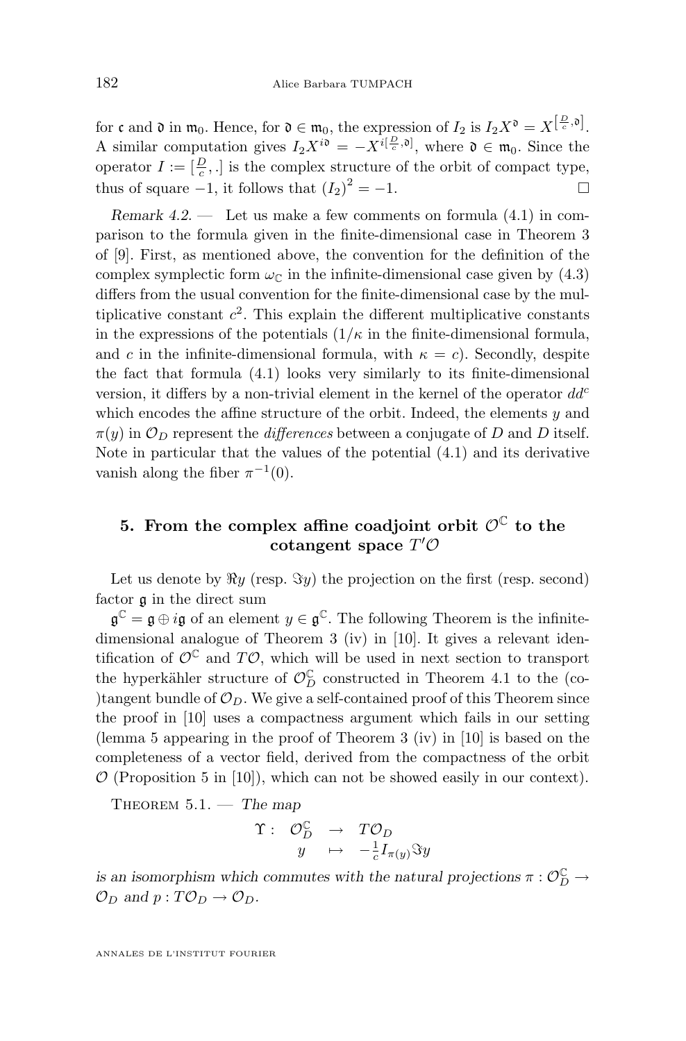for $\mathfrak{c}$ and $\mathfrak{d}$ in $\mathfrak{m}_0$. Hence, for $\mathfrak{d} \in \mathfrak{m}_0$, the expression of $I_2$ is $I_2 X^{\mathfrak{d}} = X^{\left[\frac{D}{c}, \mathfrak{d}\right]}$. A similar computation gives $I_2 X^{i\mathfrak{d}} = -X^{i[\frac{D}{c}, \mathfrak{d}]}$, where $\mathfrak{d} \in \mathfrak{m}_0$. Since the operator $I := [\frac{D}{c}, .]$ is the complex structure of the orbit of compact type, thus of square $-1$, it follows that $(I_2)^2 = -1$. $\square$

*Remark 4.2.* — Let us make a few comments on formula (4.1) in comparison to the formula given in the finite-dimensional case in Theorem 3 of [9]. First, as mentioned above, the convention for the definition of the complex symplectic form $\omega_{\mathbb{C}}$ in the infinite-dimensional case given by (4.3) differs from the usual convention for the finite-dimensional case by the multiplicative constant $c^2$. This explain the different multiplicative constants in the expressions of the potentials ($1/\kappa$ in the finite-dimensional formula, and $c$ in the infinite-dimensional formula, with $\kappa = c$). Secondly, despite the fact that formula (4.1) looks very similarly to its finite-dimensional version, it differs by a non-trivial element in the kernel of the operator $dd^c$ which encodes the affine structure of the orbit. Indeed, the elements $y$ and $\pi(y)$ in $\mathcal{O}_D$ represent the *differences* between a conjugate of $D$ and $D$ itself. Note in particular that the values of the potential (4.1) and its derivative vanish along the fiber $\pi^{-1}(0)$.

## 5. From the complex affine coadjoint orbit $\mathcal{O}^{\mathbb{C}}$ to the cotangent space $T'\mathcal{O}$

Let us denote by $\Re y$ (resp. $\Im y$) the projection on the first (resp. second) factor $\mathfrak{g}$ in the direct sum

$\mathfrak{g}^{\mathbb{C}} = \mathfrak{g} \oplus i\mathfrak{g}$ of an element $y \in \mathfrak{g}^{\mathbb{C}}$. The following Theorem is the infinite-dimensional analogue of Theorem 3 (iv) in [10]. It gives a relevant identification of $\mathcal{O}^{\mathbb{C}}$ and $T\mathcal{O}$, which will be used in next section to transport the hyperkähler structure of $\mathcal{O}^{\mathbb{C}}_D$ constructed in Theorem 4.1 to the (co-)tangent bundle of $\mathcal{O}_D$. We give a self-contained proof of this Theorem since the proof in [10] uses a compactness argument which fails in our setting (lemma 5 appearing in the proof of Theorem 3 (iv) in [10] is based on the completeness of a vector field, derived from the compactness of the orbit $\mathcal{O}$ (Proposition 5 in [10]), which can not be showed easily in our context).

Theorem 5.1. — *The map*

$$\begin{array}{rccl} \Upsilon: & \mathcal{O}^{\mathbb{C}}_D & \to & T\mathcal{O}_D \\ & y & \mapsto & -\frac{1}{c} I_{\pi(y)} \Im y \end{array}$$

*is an isomorphism which commutes with the natural projections $\pi : \mathcal{O}^{\mathbb{C}}_D \to \mathcal{O}_D$ and $p : T\mathcal{O}_D \to \mathcal{O}_D$.*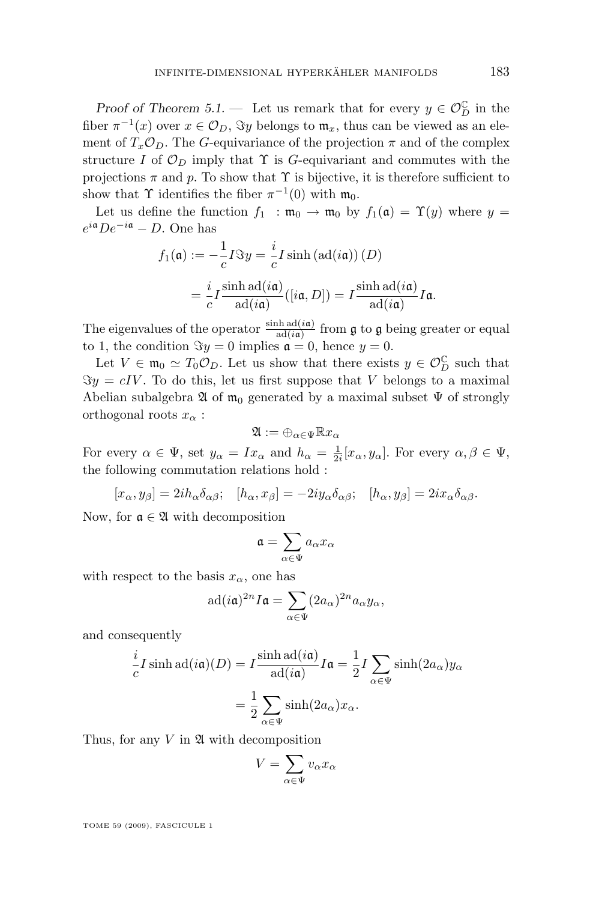*Proof of Theorem 5.1.* — Let us remark that for every $y \in \mathcal{O}_D^{\mathbb{C}}$ in the fiber $\pi^{-1}(x)$ over $x \in \mathcal{O}_D$, $\Im y$ belongs to $\mathfrak{m}_x$, thus can be viewed as an element of $T_x\mathcal{O}_D$. The $G$-equivariance of the projection $\pi$ and of the complex structure $I$ of $\mathcal{O}_D$ imply that $\Upsilon$ is $G$-equivariant and commutes with the projections $\pi$ and $p$. To show that $\Upsilon$ is bijective, it is therefore sufficient to show that $\Upsilon$ identifies the fiber $\pi^{-1}(0)$ with $\mathfrak{m}_0$.

Let us define the function $f_1 \; : \mathfrak{m}_0 \to \mathfrak{m}_0$ by $f_1(\mathfrak{a}) = \Upsilon(y)$ where $y = e^{i\mathfrak{a}}De^{-i\mathfrak{a}} - D$. One has

$$f_1(\mathfrak{a}) := -\frac{1}{c}I\Im y = \frac{i}{c}I\sinh\left(\mathrm{ad}(i\mathfrak{a})\right)(D)$$

$$= \frac{i}{c}I\frac{\sinh \mathrm{ad}(i\mathfrak{a})}{\mathrm{ad}(i\mathfrak{a})}([i\mathfrak{a}, D]) = I\frac{\sinh \mathrm{ad}(i\mathfrak{a})}{\mathrm{ad}(i\mathfrak{a})}I\mathfrak{a}.$$

The eigenvalues of the operator $\frac{\sinh \mathrm{ad}(i\mathfrak{a})}{\mathrm{ad}(i\mathfrak{a})}$ from $\mathfrak{g}$ to $\mathfrak{g}$ being greater or equal to 1, the condition $\Im y = 0$ implies $\mathfrak{a} = 0$, hence $y = 0$.

Let $V \in \mathfrak{m}_0 \simeq T_0\mathcal{O}_D$. Let us show that there exists $y \in \mathcal{O}_D^{\mathbb{C}}$ such that $\Im y = cIV$. To do this, let us first suppose that $V$ belongs to a maximal Abelian subalgebra $\mathfrak{A}$ of $\mathfrak{m}_0$ generated by a maximal subset $\Psi$ of strongly orthogonal roots $x_\alpha$ :

$$\mathfrak{A} := \oplus_{\alpha\in\Psi}\mathbb{R}x_\alpha$$

For every $\alpha \in \Psi$, set $y_\alpha = Ix_\alpha$ and $h_\alpha = \frac{1}{2i}[x_\alpha, y_\alpha]$. For every $\alpha, \beta \in \Psi$, the following commutation relations hold :

$$[x_\alpha, y_\beta] = 2ih_\alpha\delta_{\alpha\beta}; \quad [h_\alpha, x_\beta] = -2iy_\alpha\delta_{\alpha\beta}; \quad [h_\alpha, y_\beta] = 2ix_\alpha\delta_{\alpha\beta}.$$

Now, for $\mathfrak{a} \in \mathfrak{A}$ with decomposition

$$\mathfrak{a} = \sum_{\alpha\in\Psi} a_\alpha x_\alpha$$

with respect to the basis $x_\alpha$, one has

$$\mathrm{ad}(i\mathfrak{a})^{2n}I\mathfrak{a} = \sum_{\alpha\in\Psi}(2a_\alpha)^{2n}a_\alpha y_\alpha,$$

and consequently

$$\frac{i}{c}I\sinh \mathrm{ad}(i\mathfrak{a})(D) = I\frac{\sinh \mathrm{ad}(i\mathfrak{a})}{\mathrm{ad}(i\mathfrak{a})}I\mathfrak{a} = \frac{1}{2}I\sum_{\alpha\in\Psi}\sinh(2a_\alpha)y_\alpha$$

$$= \frac{1}{2}\sum_{\alpha\in\Psi}\sinh(2a_\alpha)x_\alpha.$$

Thus, for any $V$ in $\mathfrak{A}$ with decomposition

$$V = \sum_{\alpha\in\Psi} v_\alpha x_\alpha$$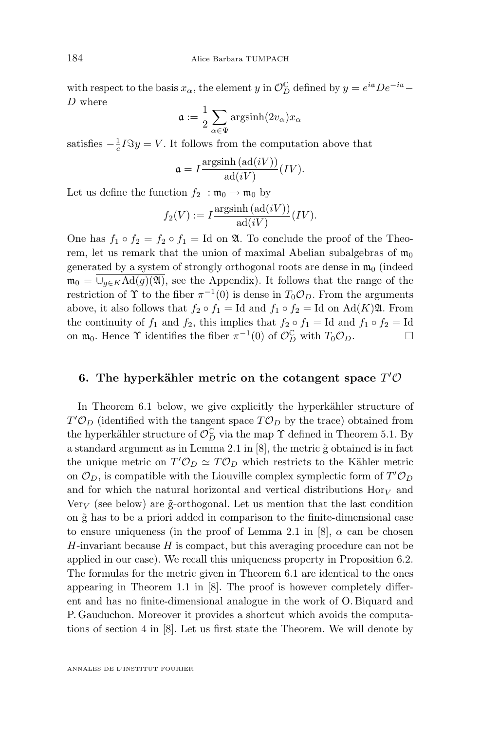with respect to the basis $x_\alpha$, the element $y$ in $\mathcal{O}_D^{\mathbb{C}}$ defined by $y = e^{i\mathfrak{a}}De^{-i\mathfrak{a}} - D$ where

$$\mathfrak{a} := \frac{1}{2}\sum_{\alpha\in\Psi} \operatorname{argsinh}(2v_\alpha)x_\alpha$$

satisfies $-\frac{1}{c}I\Im y = V$. It follows from the computation above that

$$\mathfrak{a} = I\frac{\operatorname{argsinh}(\operatorname{ad}(iV))}{\operatorname{ad}(iV)}(IV).$$

Let us define the function $f_2 : \mathfrak{m}_0 \to \mathfrak{m}_0$ by

$$f_2(V) := I\frac{\operatorname{argsinh}(\operatorname{ad}(iV))}{\operatorname{ad}(iV)}(IV).$$

One has $f_1 \circ f_2 = f_2 \circ f_1 = \mathrm{Id}$ on $\mathfrak{A}$. To conclude the proof of the Theorem, let us remark that the union of maximal Abelian subalgebras of $\mathfrak{m}_0$ generated by a system of strongly orthogonal roots are dense in $\mathfrak{m}_0$ (indeed $\mathfrak{m}_0 = \overline{\cup_{g\in K}\mathrm{Ad}(g)(\mathfrak{A})}$, see the Appendix). It follows that the range of the restriction of $\Upsilon$ to the fiber $\pi^{-1}(0)$ is dense in $T_0\mathcal{O}_D$. From the arguments above, it also follows that $f_2 \circ f_1 = \mathrm{Id}$ and $f_1 \circ f_2 = \mathrm{Id}$ on $\mathrm{Ad}(K)\mathfrak{A}$. From the continuity of $f_1$ and $f_2$, this implies that $f_2 \circ f_1 = \mathrm{Id}$ and $f_1 \circ f_2 = \mathrm{Id}$ on $\mathfrak{m}_0$. Hence $\Upsilon$ identifies the fiber $\pi^{-1}(0)$ of $\mathcal{O}_D^{\mathbb{C}}$ with $T_0\mathcal{O}_D$. □

## 6. The hyperkähler metric on the cotangent space $T'\mathcal{O}$

In Theorem 6.1 below, we give explicitly the hyperkähler structure of $T'\mathcal{O}_D$ (identified with the tangent space $T\mathcal{O}_D$ by the trace) obtained from the hyperkähler structure of $\mathcal{O}_D^{\mathbb{C}}$ via the map $\Upsilon$ defined in Theorem 5.1. By a standard argument as in Lemma 2.1 in [8], the metric $\tilde{\mathrm{g}}$ obtained is in fact the unique metric on $T'\mathcal{O}_D \simeq T\mathcal{O}_D$ which restricts to the Kähler metric on $\mathcal{O}_D$, is compatible with the Liouville complex symplectic form of $T'\mathcal{O}_D$ and for which the natural horizontal and vertical distributions $\mathrm{Hor}_V$ and $\mathrm{Ver}_V$ (see below) are $\tilde{\mathrm{g}}$-orthogonal. Let us mention that the last condition on $\tilde{\mathrm{g}}$ has to be a priori added in comparison to the finite-dimensional case to ensure uniqueness (in the proof of Lemma 2.1 in [8], $\alpha$ can be chosen $H$-invariant because $H$ is compact, but this averaging procedure can not be applied in our case). We recall this uniqueness property in Proposition 6.2. The formulas for the metric given in Theorem 6.1 are identical to the ones appearing in Theorem 1.1 in [8]. The proof is however completely different and has no finite-dimensional analogue in the work of O. Biquard and P. Gauduchon. Moreover it provides a shortcut which avoids the computations of section 4 in [8]. Let us first state the Theorem. We will denote by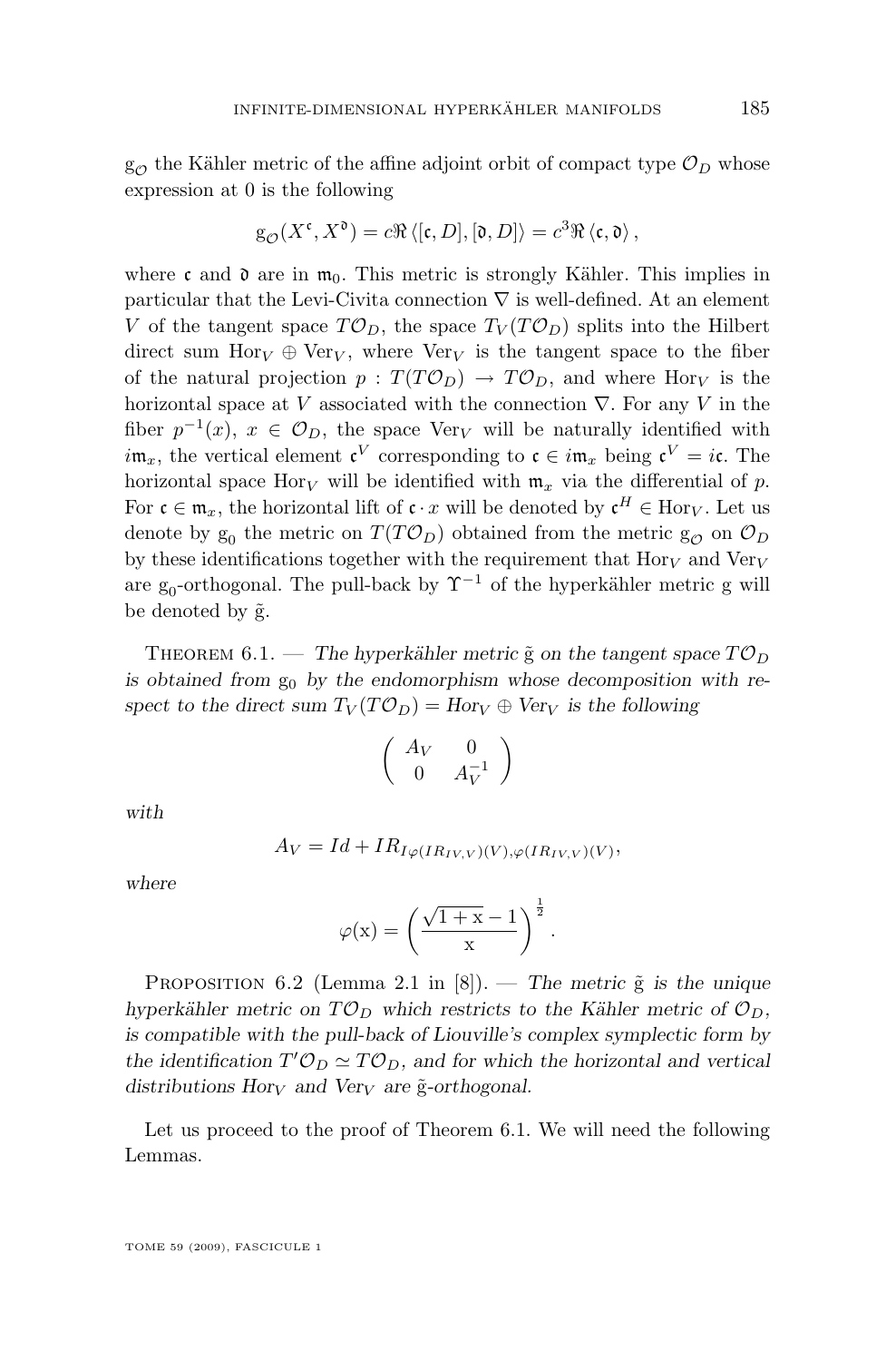$g_{\mathcal{O}}$ the Kähler metric of the affine adjoint orbit of compact type $\mathcal{O}_D$ whose expression at 0 is the following

$$g_{\mathcal{O}}(X^{\mathfrak{c}}, X^{\mathfrak{d}}) = c\Re \langle [\mathfrak{c}, D], [\mathfrak{d}, D] \rangle = c^3 \Re \langle \mathfrak{c}, \mathfrak{d} \rangle ,$$

where $\mathfrak{c}$ and $\mathfrak{d}$ are in $\mathfrak{m}_0$. This metric is strongly Kähler. This implies in particular that the Levi-Civita connection $\nabla$ is well-defined. At an element $V$ of the tangent space $T\mathcal{O}_D$, the space $T_V(T\mathcal{O}_D)$ splits into the Hilbert direct sum $\mathrm{Hor}_V \oplus \mathrm{Ver}_V$, where $\mathrm{Ver}_V$ is the tangent space to the fiber of the natural projection $p : T(T\mathcal{O}_D) \to T\mathcal{O}_D$, and where $\mathrm{Hor}_V$ is the horizontal space at $V$ associated with the connection $\nabla$. For any $V$ in the fiber $p^{-1}(x)$, $x \in \mathcal{O}_D$, the space $\mathrm{Ver}_V$ will be naturally identified with $i\mathfrak{m}_x$, the vertical element $\mathfrak{c}^V$ corresponding to $\mathfrak{c} \in i\mathfrak{m}_x$ being $\mathfrak{c}^V = i\mathfrak{c}$. The horizontal space $\mathrm{Hor}_V$ will be identified with $\mathfrak{m}_x$ via the differential of $p$. For $\mathfrak{c} \in \mathfrak{m}_x$, the horizontal lift of $\mathfrak{c} \cdot x$ will be denoted by $\mathfrak{c}^H \in \mathrm{Hor}_V$. Let us denote by $g_0$ the metric on $T(T\mathcal{O}_D)$ obtained from the metric $g_{\mathcal{O}}$ on $\mathcal{O}_D$ by these identifications together with the requirement that $\mathrm{Hor}_V$ and $\mathrm{Ver}_V$ are $g_0$-orthogonal. The pull-back by $\Upsilon^{-1}$ of the hyperkähler metric g will be denoted by $\tilde{g}$.

Theorem 6.1. — *The hyperkähler metric $\tilde{g}$ on the tangent space $T\mathcal{O}_D$ is obtained from $g_0$ by the endomorphism whose decomposition with respect to the direct sum $T_V(T\mathcal{O}_D) = \mathrm{Hor}_V \oplus \mathrm{Ver}_V$ is the following*

$$\begin{pmatrix} A_V & 0 \\ 0 & A_V^{-1} \end{pmatrix}$$

*with*

$$A_V = Id + IR_{I\varphi(IR_{IV,V})(V), \varphi(IR_{IV,V})(V)},$$

*where*

$$\varphi(\mathrm{x}) = \left( \frac{\sqrt{1+\mathrm{x}} - 1}{\mathrm{x}} \right)^{\frac{1}{2}}.$$

Proposition 6.2 (Lemma 2.1 in [8]). — *The metric $\tilde{g}$ is the unique hyperkähler metric on $T\mathcal{O}_D$ which restricts to the Kähler metric of $\mathcal{O}_D$, is compatible with the pull-back of Liouville's complex symplectic form by the identification $T'\mathcal{O}_D \simeq T\mathcal{O}_D$, and for which the horizontal and vertical distributions $\mathrm{Hor}_V$ and $\mathrm{Ver}_V$ are $\tilde{g}$-orthogonal.*

Let us proceed to the proof of Theorem 6.1. We will need the following Lemmas.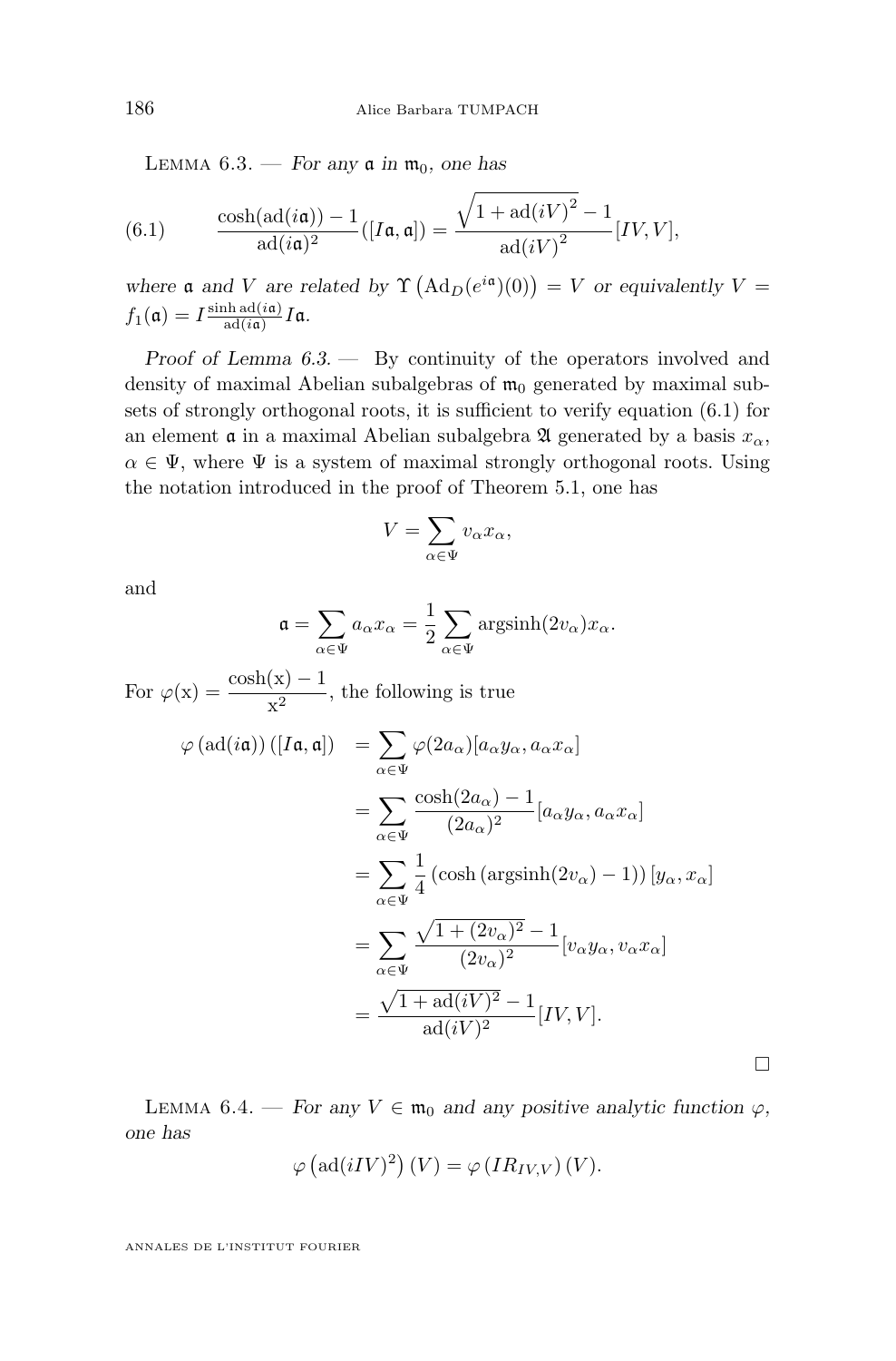Lemma 6.3. — *For any $\mathfrak{a}$ in $\mathfrak{m}_0$, one has*

$$\frac{\cosh(\mathrm{ad}(i\mathfrak{a}))-1}{\mathrm{ad}(i\mathfrak{a})^2}([I\mathfrak{a},\mathfrak{a}]) = \frac{\sqrt{1+\mathrm{ad}(iV)^2}-1}{\mathrm{ad}(iV)^2}[IV,V], \tag{6.1}$$

*where $\mathfrak{a}$ and $V$ are related by $\Upsilon\left(\mathrm{Ad}_D(e^{i\mathfrak{a}})(0)\right) = V$ or equivalently $V = f_1(\mathfrak{a}) = I\frac{\sinh \mathrm{ad}(i\mathfrak{a})}{\mathrm{ad}(i\mathfrak{a})}I\mathfrak{a}$.*

*Proof of Lemma 6.3.* — By continuity of the operators involved and density of maximal Abelian subalgebras of $\mathfrak{m}_0$ generated by maximal subsets of strongly orthogonal roots, it is sufficient to verify equation (6.1) for an element $\mathfrak{a}$ in a maximal Abelian subalgebra $\mathfrak{A}$ generated by a basis $x_\alpha$, $\alpha \in \Psi$, where $\Psi$ is a system of maximal strongly orthogonal roots. Using the notation introduced in the proof of Theorem 5.1, one has

$$V = \sum_{\alpha\in\Psi} v_\alpha x_\alpha,$$

and

$$\mathfrak{a} = \sum_{\alpha\in\Psi} a_\alpha x_\alpha = \frac{1}{2}\sum_{\alpha\in\Psi} \mathrm{argsinh}(2v_\alpha) x_\alpha.$$

For $\varphi(\mathrm{x}) = \dfrac{\cosh(\mathrm{x})-1}{\mathrm{x}^2}$, the following is true

$$\begin{aligned}
\varphi\left(\mathrm{ad}(i\mathfrak{a})\right)([I\mathfrak{a},\mathfrak{a}]) &= \sum_{\alpha\in\Psi}\varphi(2a_\alpha)[a_\alpha y_\alpha, a_\alpha x_\alpha]\\
&= \sum_{\alpha\in\Psi}\frac{\cosh(2a_\alpha)-1}{(2a_\alpha)^2}[a_\alpha y_\alpha, a_\alpha x_\alpha]\\
&= \sum_{\alpha\in\Psi}\frac{1}{4}\left(\cosh\left(\mathrm{argsinh}(2v_\alpha)-1\right)\right)[y_\alpha, x_\alpha]\\
&= \sum_{\alpha\in\Psi}\frac{\sqrt{1+(2v_\alpha)^2}-1}{(2v_\alpha)^2}[v_\alpha y_\alpha, v_\alpha x_\alpha]\\
&= \frac{\sqrt{1+\mathrm{ad}(iV)^2}-1}{\mathrm{ad}(iV)^2}[IV,V].
\end{aligned}$$

□

Lemma 6.4. — *For any $V \in \mathfrak{m}_0$ and any positive analytic function $\varphi$, one has*

$$\varphi\left(\mathrm{ad}(iIV)^2\right)(V) = \varphi\left(IR_{IV,V}\right)(V).$$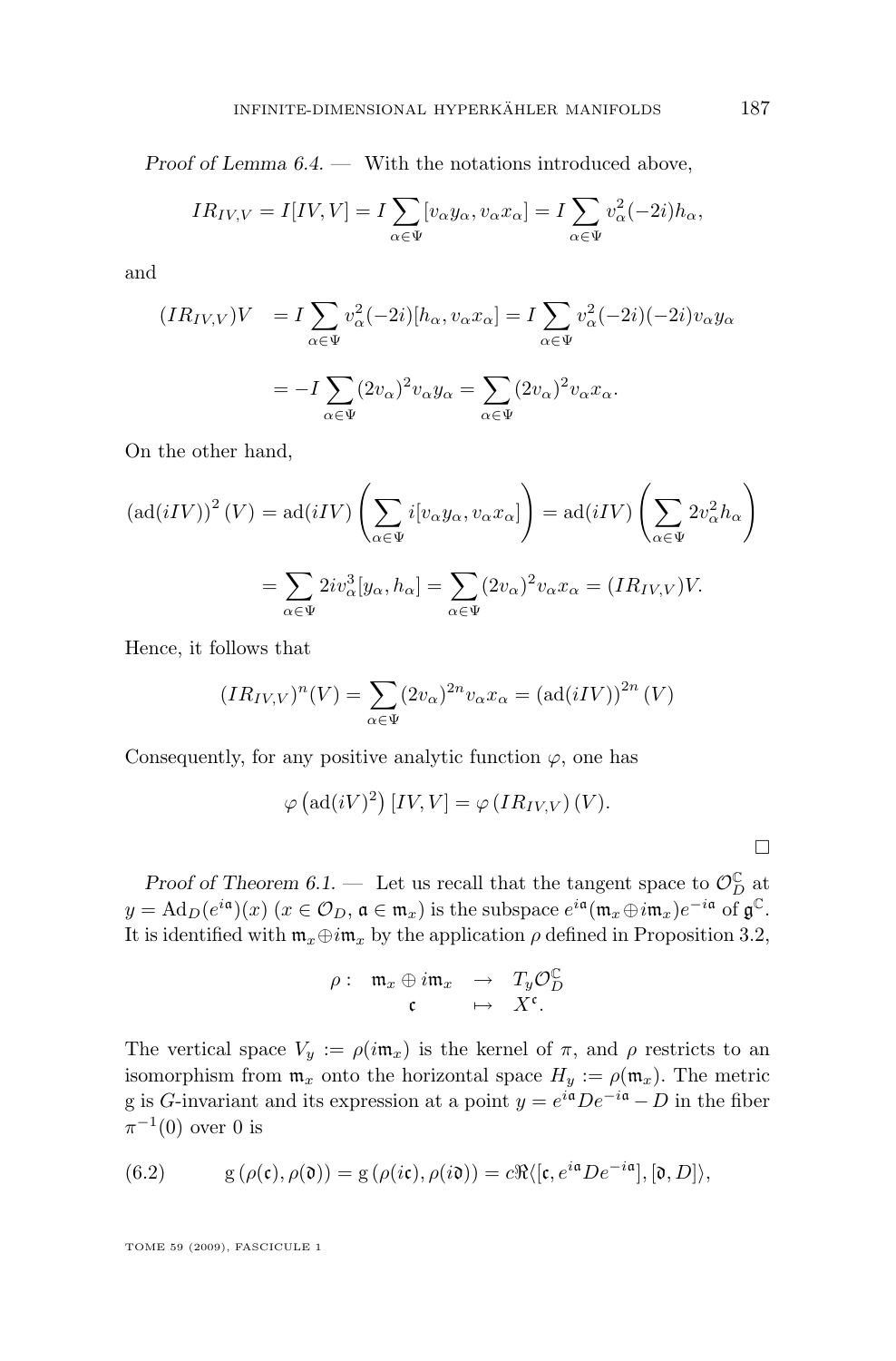*Proof of Lemma 6.4.* — With the notations introduced above,

$$IR_{IV,V} = I[IV,V] = I\sum_{\alpha\in\Psi}[v_\alpha y_\alpha, v_\alpha x_\alpha] = I\sum_{\alpha\in\Psi} v_\alpha^2(-2i)h_\alpha,$$

and

$$\begin{aligned}
(IR_{IV,V})V &= I\sum_{\alpha\in\Psi} v_\alpha^2(-2i)[h_\alpha, v_\alpha x_\alpha] = I\sum_{\alpha\in\Psi} v_\alpha^2(-2i)(-2i)v_\alpha y_\alpha \\
&= -I\sum_{\alpha\in\Psi}(2v_\alpha)^2 v_\alpha y_\alpha = \sum_{\alpha\in\Psi}(2v_\alpha)^2 v_\alpha x_\alpha.
\end{aligned}$$

On the other hand,

$$\begin{aligned}
\left(\mathrm{ad}(iIV)\right)^2(V) &= \mathrm{ad}(iIV)\left(\sum_{\alpha\in\Psi} i[v_\alpha y_\alpha, v_\alpha x_\alpha]\right) = \mathrm{ad}(iIV)\left(\sum_{\alpha\in\Psi} 2v_\alpha^2 h_\alpha\right) \\
&= \sum_{\alpha\in\Psi} 2iv_\alpha^3[y_\alpha, h_\alpha] = \sum_{\alpha\in\Psi}(2v_\alpha)^2 v_\alpha x_\alpha = (IR_{IV,V})V.
\end{aligned}$$

Hence, it follows that

$$(IR_{IV,V})^n(V) = \sum_{\alpha\in\Psi}(2v_\alpha)^{2n} v_\alpha x_\alpha = \left(\mathrm{ad}(iIV)\right)^{2n}(V)$$

Consequently, for any positive analytic function $\varphi$, one has

$$\varphi\left(\mathrm{ad}(iV)^2\right)[IV,V] = \varphi\left(IR_{IV,V}\right)(V).$$

□

*Proof of Theorem 6.1.* — Let us recall that the tangent space to $\mathcal{O}_D^{\mathbb{C}}$ at $y = \mathrm{Ad}_D(e^{i\mathfrak{a}})(x)$ ($x \in \mathcal{O}_D$, $\mathfrak{a} \in \mathfrak{m}_x$) is the subspace $e^{i\mathfrak{a}}(\mathfrak{m}_x \oplus i\mathfrak{m}_x)e^{-i\mathfrak{a}}$ of $\mathfrak{g}^{\mathbb{C}}$. It is identified with $\mathfrak{m}_x \oplus i\mathfrak{m}_x$ by the application $\rho$ defined in Proposition 3.2,

$$\begin{array}{rccc}
\rho: & \mathfrak{m}_x \oplus i\mathfrak{m}_x & \to & T_y\mathcal{O}_D^{\mathbb{C}} \\
& \mathfrak{c} & \mapsto & X^{\mathfrak{c}}.
\end{array}$$

The vertical space $V_y := \rho(i\mathfrak{m}_x)$ is the kernel of $\pi$, and $\rho$ restricts to an isomorphism from $\mathfrak{m}_x$ onto the horizontal space $H_y := \rho(\mathfrak{m}_x)$. The metric g is $G$-invariant and its expression at a point $y = e^{i\mathfrak{a}}De^{-i\mathfrak{a}} - D$ in the fiber $\pi^{-1}(0)$ over 0 is

$$\mathrm{g}\left(\rho(\mathfrak{c}), \rho(\mathfrak{d})\right) = \mathrm{g}\left(\rho(i\mathfrak{c}), \rho(i\mathfrak{d})\right) = c\Re\langle[\mathfrak{c}, e^{i\mathfrak{a}}De^{-i\mathfrak{a}}], [\mathfrak{d}, D]\rangle, \tag{6.2}$$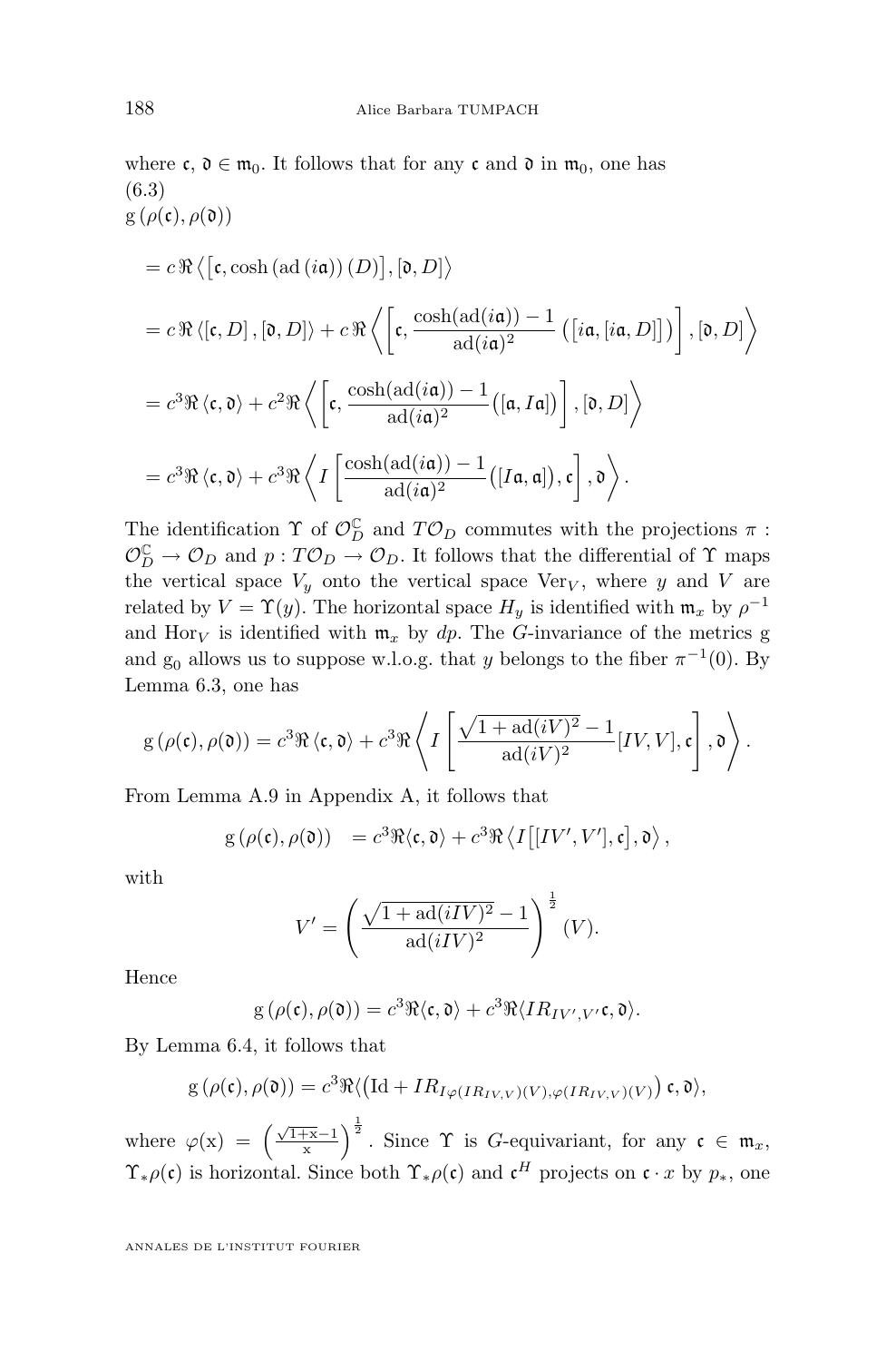where $\mathfrak{c}$, $\mathfrak{d} \in \mathfrak{m}_0$. It follows that for any $\mathfrak{c}$ and $\mathfrak{d}$ in $\mathfrak{m}_0$, one has

(6.3)

$$
\begin{aligned}
&\mathrm{g}\left(\rho(\mathfrak{c}), \rho(\mathfrak{d})\right)\\
&= c\, \Re \left\langle \left[\mathfrak{c}, \cosh\left(\mathrm{ad}\left(i\mathfrak{a}\right)\right)(D)\right], [\mathfrak{d}, D] \right\rangle\\
&= c\, \Re \left\langle [\mathfrak{c}, D], [\mathfrak{d}, D] \right\rangle + c\, \Re \left\langle \left[\mathfrak{c}, \frac{\cosh(\mathrm{ad}(i\mathfrak{a})) - 1}{\mathrm{ad}(i\mathfrak{a})^2} \left(\left[i\mathfrak{a}, [i\mathfrak{a}, D]\right]\right)\right], [\mathfrak{d}, D] \right\rangle\\
&= c^3 \Re \left\langle \mathfrak{c}, \mathfrak{d} \right\rangle + c^2 \Re \left\langle \left[\mathfrak{c}, \frac{\cosh(\mathrm{ad}(i\mathfrak{a})) - 1}{\mathrm{ad}(i\mathfrak{a})^2}\left([\mathfrak{a}, I\mathfrak{a}]\right)\right], [\mathfrak{d}, D] \right\rangle\\
&= c^3 \Re \left\langle \mathfrak{c}, \mathfrak{d} \right\rangle + c^3 \Re \left\langle I\left[\frac{\cosh(\mathrm{ad}(i\mathfrak{a})) - 1}{\mathrm{ad}(i\mathfrak{a})^2}\left([I\mathfrak{a}, \mathfrak{a}]\right), \mathfrak{c}\right], \mathfrak{d} \right\rangle.
\end{aligned}
$$

The identification $\Upsilon$ of $\mathcal{O}_D^{\mathbb{C}}$ and $T\mathcal{O}_D$ commutes with the projections $\pi : \mathcal{O}_D^{\mathbb{C}} \to \mathcal{O}_D$ and $p : T\mathcal{O}_D \to \mathcal{O}_D$. It follows that the differential of $\Upsilon$ maps the vertical space $V_y$ onto the vertical space $\mathrm{Ver}_V$, where $y$ and $V$ are related by $V = \Upsilon(y)$. The horizontal space $H_y$ is identified with $\mathfrak{m}_x$ by $\rho^{-1}$ and $\mathrm{Hor}_V$ is identified with $\mathfrak{m}_x$ by $dp$. The $G$-invariance of the metrics g and $\mathrm{g}_0$ allows us to suppose w.l.o.g. that $y$ belongs to the fiber $\pi^{-1}(0)$. By Lemma 6.3, one has

$$\mathrm{g}\left(\rho(\mathfrak{c}), \rho(\mathfrak{d})\right) = c^3 \Re \left\langle \mathfrak{c}, \mathfrak{d} \right\rangle + c^3 \Re \left\langle I\left[\frac{\sqrt{1 + \mathrm{ad}(iV)^2} - 1}{\mathrm{ad}(iV)^2}[IV, V], \mathfrak{c}\right], \mathfrak{d} \right\rangle.$$

From Lemma A.9 in Appendix A, it follows that

$$\mathrm{g}\left(\rho(\mathfrak{c}), \rho(\mathfrak{d})\right) \quad = c^3 \Re\langle \mathfrak{c}, \mathfrak{d}\rangle + c^3 \Re \left\langle I\left[[IV', V'], \mathfrak{c}\right], \mathfrak{d}\right\rangle,$$

with

$$V' = \left(\frac{\sqrt{1 + \mathrm{ad}(iIV)^2} - 1}{\mathrm{ad}(iIV)^2}\right)^{\frac{1}{2}}(V).$$

Hence

$$\mathrm{g}\left(\rho(\mathfrak{c}), \rho(\mathfrak{d})\right) = c^3 \Re\langle \mathfrak{c}, \mathfrak{d}\rangle + c^3 \Re\langle I R_{IV', V'}\mathfrak{c}, \mathfrak{d}\rangle.$$

By Lemma 6.4, it follows that

$$\mathrm{g}\left(\rho(\mathfrak{c}), \rho(\mathfrak{d})\right) = c^3 \Re\langle \left(\mathrm{Id} + I R_{I\varphi(IR_{IV,V})(V), \varphi(IR_{IV,V})(V)}\right)\mathfrak{c}, \mathfrak{d}\rangle,$$

where $\varphi(\mathrm{x}) = \left(\frac{\sqrt{1+\mathrm{x}}-1}{\mathrm{x}}\right)^{\frac{1}{2}}$. Since $\Upsilon$ is $G$-equivariant, for any $\mathfrak{c} \in \mathfrak{m}_x$, $\Upsilon_*\rho(\mathfrak{c})$ is horizontal. Since both $\Upsilon_*\rho(\mathfrak{c})$ and $\mathfrak{c}^H$ projects on $\mathfrak{c} \cdot x$ by $p_*$, one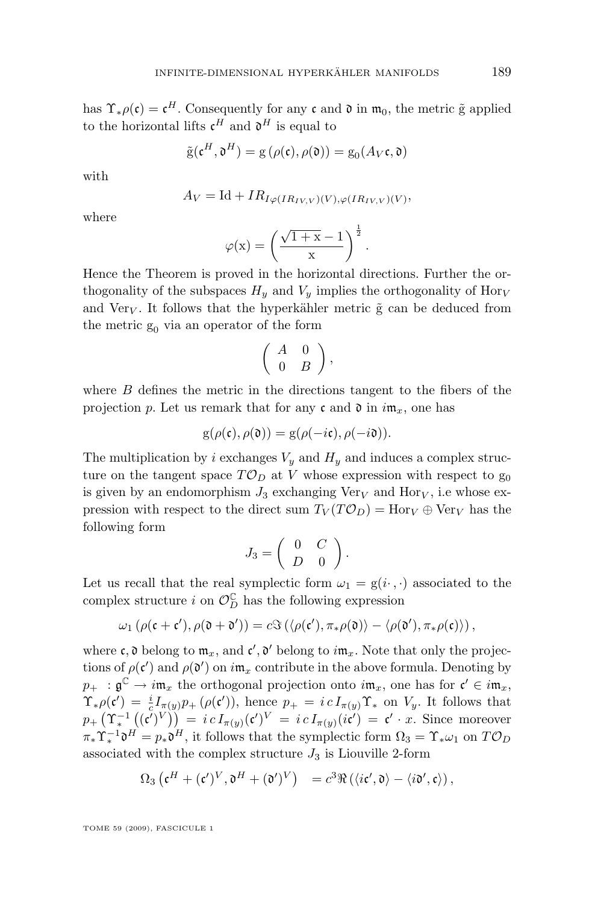has $\Upsilon_* \rho(\mathfrak{c}) = \mathfrak{c}^H$. Consequently for any $\mathfrak{c}$ and $\mathfrak{d}$ in $\mathfrak{m}_0$, the metric $\tilde{\mathrm{g}}$ applied to the horizontal lifts $\mathfrak{c}^H$ and $\mathfrak{d}^H$ is equal to

$$\tilde{\mathrm{g}}(\mathfrak{c}^H, \mathfrak{d}^H) = \mathrm{g}\left(\rho(\mathfrak{c}), \rho(\mathfrak{d})\right) = \mathrm{g}_0(A_V \mathfrak{c}, \mathfrak{d})$$

with

$$A_V = \mathrm{Id} + IR_{I\varphi(IR_{IV,V})(V), \varphi(IR_{IV,V})(V)},$$

where

$$\varphi(\mathrm{x}) = \left( \frac{\sqrt{1+\mathrm{x}} - 1}{\mathrm{x}} \right)^{\frac{1}{2}}.$$

Hence the Theorem is proved in the horizontal directions. Further the orthogonality of the subspaces $H_y$ and $V_y$ implies the orthogonality of $\mathrm{Hor}_V$ and $\mathrm{Ver}_V$. It follows that the hyperkähler metric $\tilde{\mathrm{g}}$ can be deduced from the metric $\mathrm{g}_0$ via an operator of the form

$$\begin{pmatrix} A & 0 \\ 0 & B \end{pmatrix},$$

where $B$ defines the metric in the directions tangent to the fibers of the projection $p$. Let us remark that for any $\mathfrak{c}$ and $\mathfrak{d}$ in $i\mathfrak{m}_x$, one has

$$\mathrm{g}(\rho(\mathfrak{c}), \rho(\mathfrak{d})) = \mathrm{g}(\rho(-i\mathfrak{c}), \rho(-i\mathfrak{d})).$$

The multiplication by $i$ exchanges $V_y$ and $H_y$ and induces a complex structure on the tangent space $T\mathcal{O}_D$ at $V$ whose expression with respect to $\mathrm{g}_0$ is given by an endomorphism $J_3$ exchanging $\mathrm{Ver}_V$ and $\mathrm{Hor}_V$, i.e whose expression with respect to the direct sum $T_V(T\mathcal{O}_D) = \mathrm{Hor}_V \oplus \mathrm{Ver}_V$ has the following form

$$J_3 = \begin{pmatrix} 0 & C \\ D & 0 \end{pmatrix}.$$

Let us recall that the real symplectic form $\omega_1 = \mathrm{g}(i\cdot, \cdot)$ associated to the complex structure $i$ on $\mathcal{O}_D^{\mathbb{C}}$ has the following expression

$$\omega_1\left(\rho(\mathfrak{c} + \mathfrak{c}'), \rho(\mathfrak{d} + \mathfrak{d}')\right) = c\Im\left(\langle \rho(\mathfrak{c}'), \pi_* \rho(\mathfrak{d}) \rangle - \langle \rho(\mathfrak{d}'), \pi_* \rho(\mathfrak{c}) \rangle\right),$$

where $\mathfrak{c}, \mathfrak{d}$ belong to $\mathfrak{m}_x$, and $\mathfrak{c}', \mathfrak{d}'$ belong to $i\mathfrak{m}_x$. Note that only the projections of $\rho(\mathfrak{c}')$ and $\rho(\mathfrak{d}')$ on $i\mathfrak{m}_x$ contribute in the above formula. Denoting by $p_+ : \mathfrak{g}^{\mathbb{C}} \to i\mathfrak{m}_x$ the orthogonal projection onto $i\mathfrak{m}_x$, one has for $\mathfrak{c}' \in i\mathfrak{m}_x$, $\Upsilon_* \rho(\mathfrak{c}') = \frac{i}{c} I_{\pi(y)} p_+\left(\rho(\mathfrak{c}')\right)$, hence $p_+ = i\, c\, I_{\pi(y)} \Upsilon_*$ on $V_y$. It follows that $p_+\left(\Upsilon_*^{-1}\left((\mathfrak{c}')^V\right)\right) = i\, c\, I_{\pi(y)}(\mathfrak{c}')^V = i\, c\, I_{\pi(y)}(i\mathfrak{c}') = \mathfrak{c}' \cdot x$. Since moreover $\pi_* \Upsilon_*^{-1} \mathfrak{d}^H = p_* \mathfrak{d}^H$, it follows that the symplectic form $\Omega_3 = \Upsilon_* \omega_1$ on $T\mathcal{O}_D$ associated with the complex structure $J_3$ is Liouville 2-form

$$\Omega_3\left(\mathfrak{c}^H + (\mathfrak{c}')^V, \mathfrak{d}^H + (\mathfrak{d}')^V\right) \quad = c^3 \Re\left(\langle i\mathfrak{c}', \mathfrak{d} \rangle - \langle i\mathfrak{d}', \mathfrak{c} \rangle\right),$$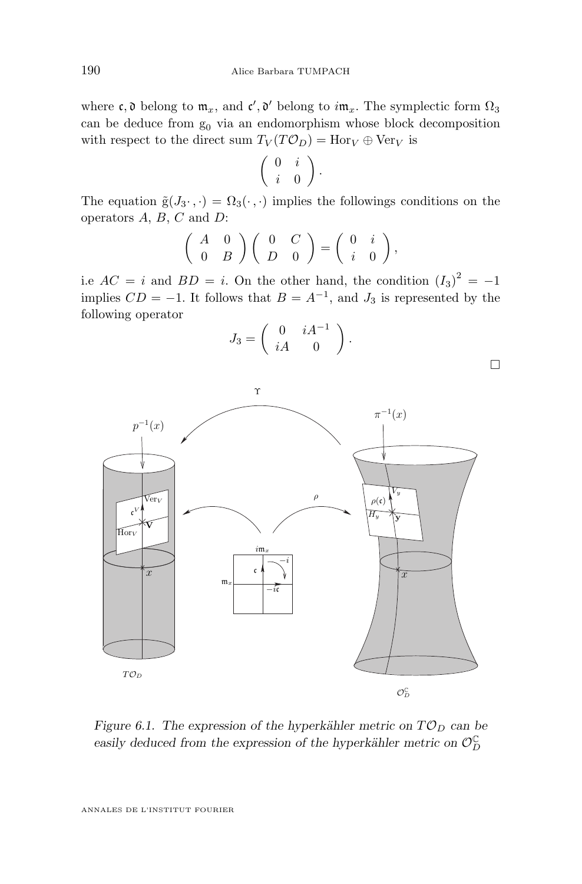where $\mathfrak{c}, \mathfrak{d}$ belong to $\mathfrak{m}_x$, and $\mathfrak{c}', \mathfrak{d}'$ belong to $i\mathfrak{m}_x$. The symplectic form $\Omega_3$ can be deduce from $\mathrm{g}_0$ via an endomorphism whose block decomposition with respect to the direct sum $T_V(T\mathcal{O}_D) = \mathrm{Hor}_V \oplus \mathrm{Ver}_V$ is

$$\left( \begin{array}{cc} 0 & i \\ i & 0 \end{array} \right).$$

The equation $\tilde{\mathrm{g}}(J_3\cdot, \cdot) = \Omega_3(\cdot, \cdot)$ implies the followings conditions on the operators $A$, $B$, $C$ and $D$:

$$\left( \begin{array}{cc} A & 0 \\ 0 & B \end{array} \right) \left( \begin{array}{cc} 0 & C \\ D & 0 \end{array} \right) = \left( \begin{array}{cc} 0 & i \\ i & 0 \end{array} \right),$$

i.e $AC = i$ and $BD = i$. On the other hand, the condition $(I_3)^2 = -1$ implies $CD = -1$. It follows that $B = A^{-1}$, and $J_3$ is represented by the following operator

$$J_3 = \left( \begin{array}{cc} 0 & iA^{-1} \\ iA & 0 \end{array} \right).$$

□

*Figure 6.1. The expression of the hyperkähler metric on $T\mathcal{O}_D$ can be easily deduced from the expression of the hyperkähler metric on $\mathcal{O}_D^{\mathbb{C}}$*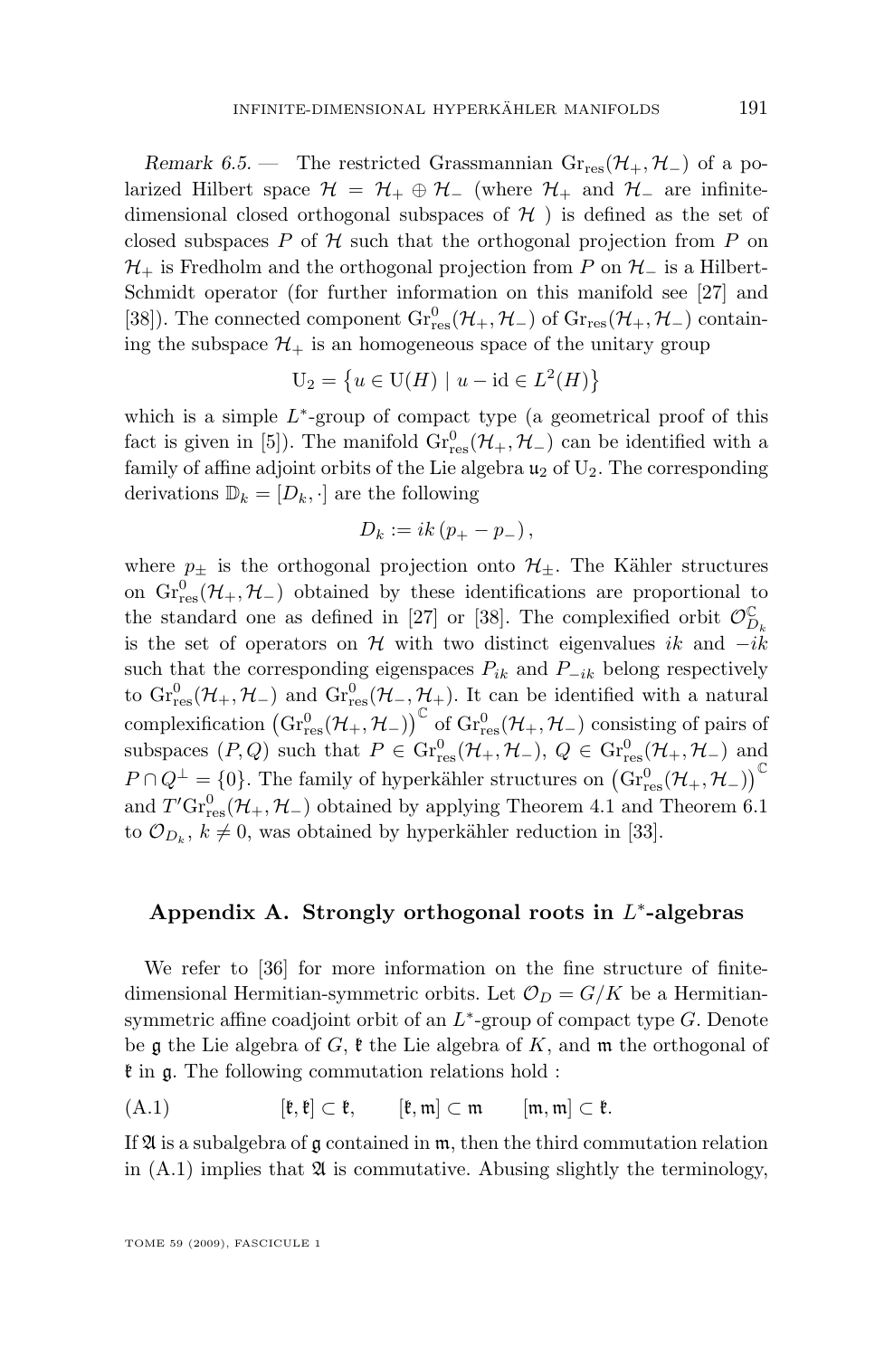*Remark 6.5.* — The restricted Grassmannian $\mathrm{Gr}_{\mathrm{res}}(\mathcal{H}_+, \mathcal{H}_-)$ of a polarized Hilbert space $\mathcal{H} = \mathcal{H}_+ \oplus \mathcal{H}_-$ (where $\mathcal{H}_+$ and $\mathcal{H}_-$ are infinite-dimensional closed orthogonal subspaces of $\mathcal{H}$ ) is defined as the set of closed subspaces $P$ of $\mathcal{H}$ such that the orthogonal projection from $P$ on $\mathcal{H}_+$ is Fredholm and the orthogonal projection from $P$ on $\mathcal{H}_-$ is a Hilbert-Schmidt operator (for further information on this manifold see [27] and [38]). The connected component $\mathrm{Gr}^0_{\mathrm{res}}(\mathcal{H}_+, \mathcal{H}_-)$ of $\mathrm{Gr}_{\mathrm{res}}(\mathcal{H}_+, \mathcal{H}_-)$ containing the subspace $\mathcal{H}_+$ is an homogeneous space of the unitary group

$$\mathrm{U}_2 = \left\{ u \in \mathrm{U}(H) \mid u - \mathrm{id} \in L^2(H) \right\}$$

which is a simple $L^*$-group of compact type (a geometrical proof of this fact is given in [5]). The manifold $\mathrm{Gr}^0_{\mathrm{res}}(\mathcal{H}_+, \mathcal{H}_-)$ can be identified with a family of affine adjoint orbits of the Lie algebra $\mathfrak{u}_2$ of $\mathrm{U}_2$. The corresponding derivations $\mathbb{D}_k = [D_k, \cdot]$ are the following

$$D_k := ik\,(p_+ - p_-)\,,$$

where $p_\pm$ is the orthogonal projection onto $\mathcal{H}_\pm$. The Kähler structures on $\mathrm{Gr}^0_{\mathrm{res}}(\mathcal{H}_+, \mathcal{H}_-)$ obtained by these identifications are proportional to the standard one as defined in [27] or [38]. The complexified orbit $\mathcal{O}^{\mathbb{C}}_{D_k}$ is the set of operators on $\mathcal{H}$ with two distinct eigenvalues $ik$ and $-ik$ such that the corresponding eigenspaces $P_{ik}$ and $P_{-ik}$ belong respectively to $\mathrm{Gr}^0_{\mathrm{res}}(\mathcal{H}_+, \mathcal{H}_-)$ and $\mathrm{Gr}^0_{\mathrm{res}}(\mathcal{H}_-, \mathcal{H}_+)$. It can be identified with a natural complexification $\left(\mathrm{Gr}^0_{\mathrm{res}}(\mathcal{H}_+, \mathcal{H}_-)\right)^{\mathbb{C}}$ of $\mathrm{Gr}^0_{\mathrm{res}}(\mathcal{H}_+, \mathcal{H}_-)$ consisting of pairs of subspaces $(P, Q)$ such that $P \in \mathrm{Gr}^0_{\mathrm{res}}(\mathcal{H}_+, \mathcal{H}_-)$, $Q \in \mathrm{Gr}^0_{\mathrm{res}}(\mathcal{H}_+, \mathcal{H}_-)$ and $P \cap Q^\perp = \{0\}$. The family of hyperkähler structures on $\left(\mathrm{Gr}^0_{\mathrm{res}}(\mathcal{H}_+, \mathcal{H}_-)\right)^{\mathbb{C}}$ and $T'\mathrm{Gr}^0_{\mathrm{res}}(\mathcal{H}_+, \mathcal{H}_-)$ obtained by applying Theorem 4.1 and Theorem 6.1 to $\mathcal{O}_{D_k}$, $k \neq 0$, was obtained by hyperkähler reduction in [33].

## Appendix A. Strongly orthogonal roots in $L^*$-algebras

We refer to [36] for more information on the fine structure of finite-dimensional Hermitian-symmetric orbits. Let $\mathcal{O}_D = G/K$ be a Hermitian-symmetric affine coadjoint orbit of an $L^*$-group of compact type $G$. Denote be $\mathfrak{g}$ the Lie algebra of $G$, $\mathfrak{k}$ the Lie algebra of $K$, and $\mathfrak{m}$ the orthogonal of $\mathfrak{k}$ in $\mathfrak{g}$. The following commutation relations hold :

$$[\mathfrak{k}, \mathfrak{k}] \subset \mathfrak{k}, \qquad [\mathfrak{k}, \mathfrak{m}] \subset \mathfrak{m} \qquad [\mathfrak{m}, \mathfrak{m}] \subset \mathfrak{k}. \tag{A.1}$$

If $\mathfrak{A}$ is a subalgebra of $\mathfrak{g}$ contained in $\mathfrak{m}$, then the third commutation relation in (A.1) implies that $\mathfrak{A}$ is commutative. Abusing slightly the terminology,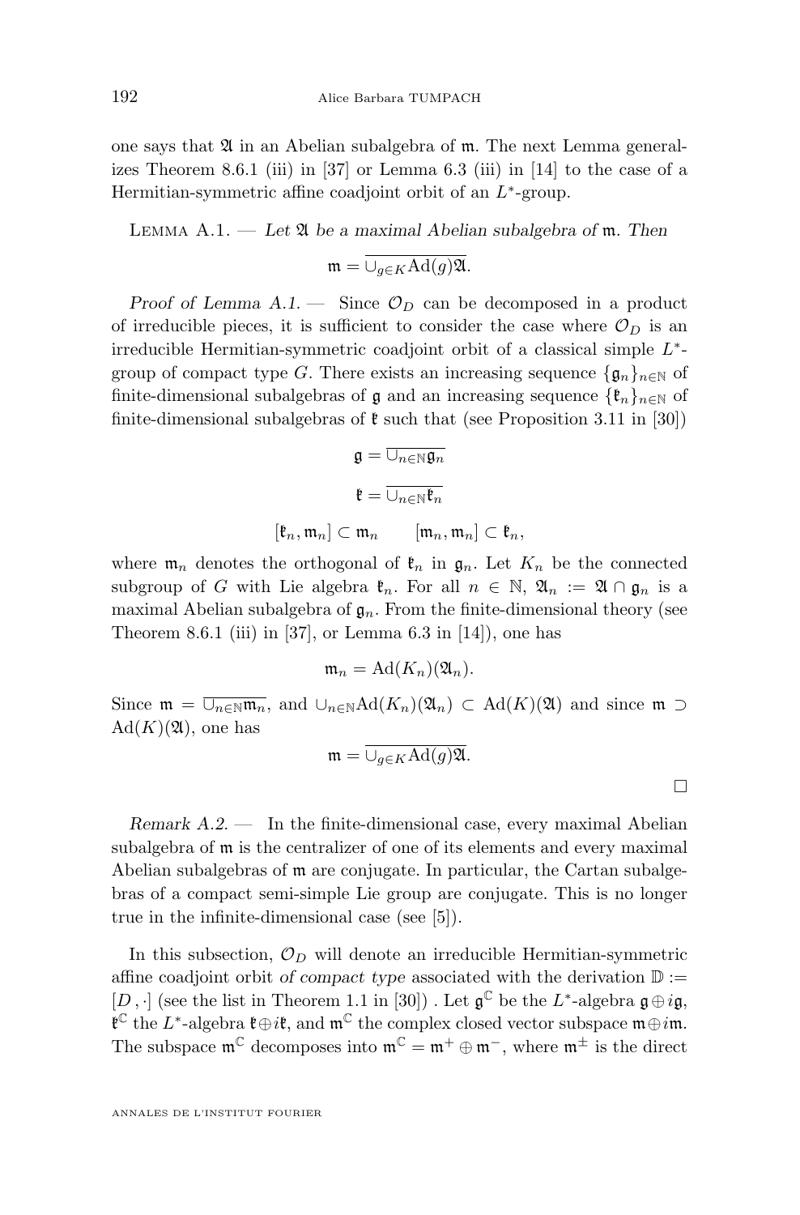one says that $\mathfrak{A}$ in an Abelian subalgebra of $\mathfrak{m}$. The next Lemma generalizes Theorem 8.6.1 (iii) in [37] or Lemma 6.3 (iii) in [14] to the case of a Hermitian-symmetric affine coadjoint orbit of an $L^*$-group.

Lemma A.1. — *Let $\mathfrak{A}$ be a maximal Abelian subalgebra of $\mathfrak{m}$. Then*

$$\mathfrak{m} = \overline{\cup_{g\in K}\mathrm{Ad}(g)\mathfrak{A}}.$$

*Proof of Lemma A.1.* — Since $\mathcal{O}_D$ can be decomposed in a product of irreducible pieces, it is sufficient to consider the case where $\mathcal{O}_D$ is an irreducible Hermitian-symmetric coadjoint orbit of a classical simple $L^*$-group of compact type $G$. There exists an increasing sequence $\{\mathfrak{g}_n\}_{n\in\mathbb{N}}$ of finite-dimensional subalgebras of $\mathfrak{g}$ and an increasing sequence $\{\mathfrak{k}_n\}_{n\in\mathbb{N}}$ of finite-dimensional subalgebras of $\mathfrak{k}$ such that (see Proposition 3.11 in [30])

$$\mathfrak{g} = \overline{\cup_{n\in\mathbb{N}}\mathfrak{g}_n}$$

$$\mathfrak{k} = \overline{\cup_{n\in\mathbb{N}}\mathfrak{k}_n}$$

$$[\mathfrak{k}_n, \mathfrak{m}_n] \subset \mathfrak{m}_n \qquad [\mathfrak{m}_n, \mathfrak{m}_n] \subset \mathfrak{k}_n,$$

where $\mathfrak{m}_n$ denotes the orthogonal of $\mathfrak{k}_n$ in $\mathfrak{g}_n$. Let $K_n$ be the connected subgroup of $G$ with Lie algebra $\mathfrak{k}_n$. For all $n \in \mathbb{N}$, $\mathfrak{A}_n := \mathfrak{A} \cap \mathfrak{g}_n$ is a maximal Abelian subalgebra of $\mathfrak{g}_n$. From the finite-dimensional theory (see Theorem 8.6.1 (iii) in [37], or Lemma 6.3 in [14]), one has

$$\mathfrak{m}_n = \mathrm{Ad}(K_n)(\mathfrak{A}_n).$$

Since $\mathfrak{m} = \overline{\cup_{n\in\mathbb{N}}\mathfrak{m}_n}$, and $\cup_{n\in\mathbb{N}}\mathrm{Ad}(K_n)(\mathfrak{A}_n) \subset \mathrm{Ad}(K)(\mathfrak{A})$ and since $\mathfrak{m} \supset \mathrm{Ad}(K)(\mathfrak{A})$, one has

$$\mathfrak{m} = \overline{\cup_{g\in K}\mathrm{Ad}(g)\mathfrak{A}}.$$

□

*Remark A.2.* — In the finite-dimensional case, every maximal Abelian subalgebra of $\mathfrak{m}$ is the centralizer of one of its elements and every maximal Abelian subalgebras of $\mathfrak{m}$ are conjugate. In particular, the Cartan subalgebras of a compact semi-simple Lie group are conjugate. This is no longer true in the infinite-dimensional case (see [5]).

In this subsection, $\mathcal{O}_D$ will denote an irreducible Hermitian-symmetric affine coadjoint orbit *of compact type* associated with the derivation $\mathbb{D} := [D\,,\cdot]$ (see the list in Theorem 1.1 in [30]) . Let $\mathfrak{g}^{\mathbb{C}}$ be the $L^*$-algebra $\mathfrak{g}\oplus i\mathfrak{g}$, $\mathfrak{k}^{\mathbb{C}}$ the $L^*$-algebra $\mathfrak{k}\oplus i\mathfrak{k}$, and $\mathfrak{m}^{\mathbb{C}}$ the complex closed vector subspace $\mathfrak{m}\oplus i\mathfrak{m}$. The subspace $\mathfrak{m}^{\mathbb{C}}$ decomposes into $\mathfrak{m}^{\mathbb{C}} = \mathfrak{m}^+ \oplus \mathfrak{m}^-$, where $\mathfrak{m}^{\pm}$ is the direct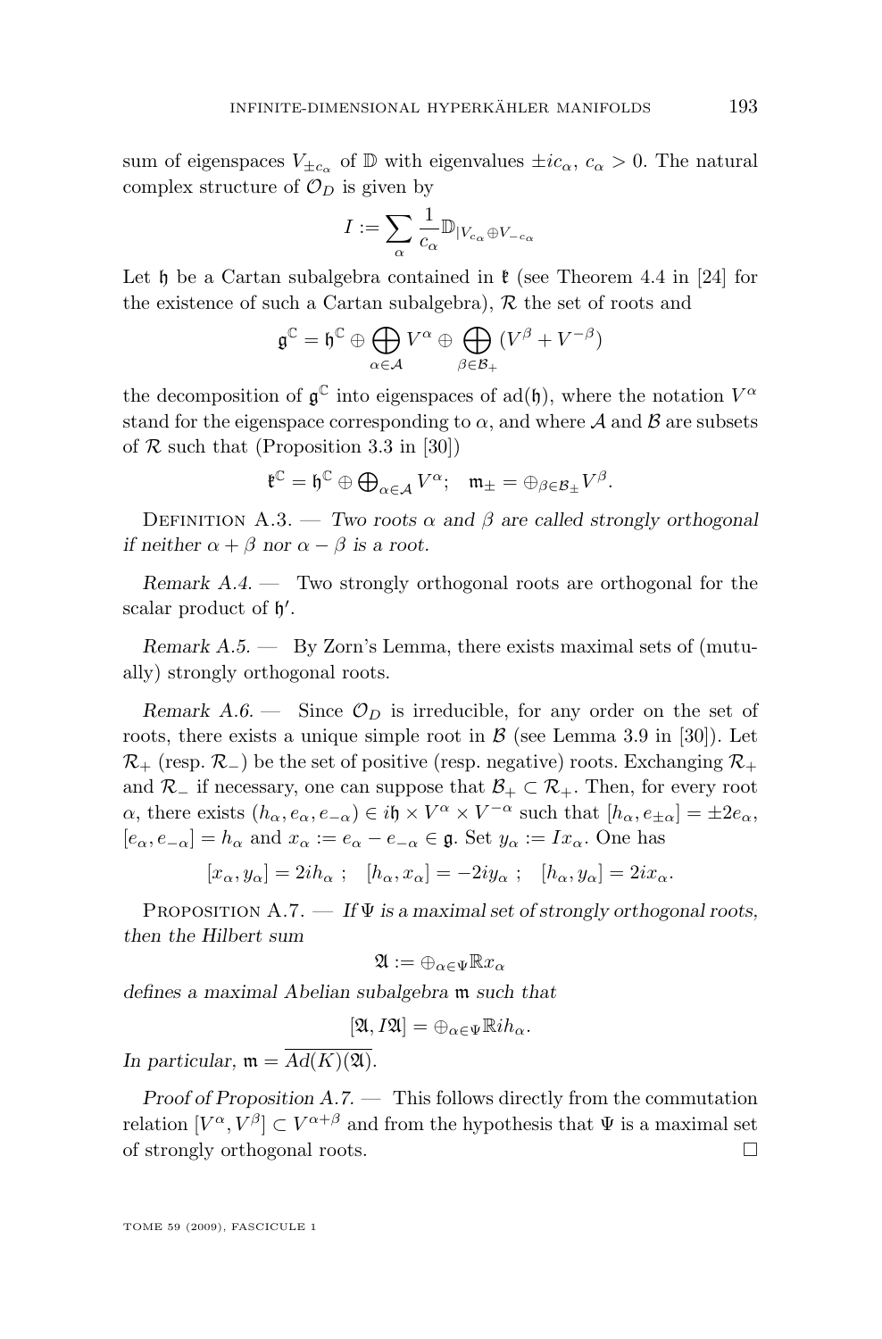sum of eigenspaces $V_{\pm c_\alpha}$ of $\mathbb{D}$ with eigenvalues $\pm i c_\alpha$, $c_\alpha > 0$. The natural complex structure of $\mathcal{O}_D$ is given by

$$I := \sum_\alpha \frac{1}{c_\alpha} \mathbb{D}_{|V_{c_\alpha} \oplus V_{-c_\alpha}}$$

Let $\mathfrak{h}$ be a Cartan subalgebra contained in $\mathfrak{k}$ (see Theorem 4.4 in [24] for the existence of such a Cartan subalgebra), $\mathcal{R}$ the set of roots and

$$\mathfrak{g}^{\mathbb{C}} = \mathfrak{h}^{\mathbb{C}} \oplus \bigoplus_{\alpha \in \mathcal{A}} V^\alpha \oplus \bigoplus_{\beta \in \mathcal{B}_+} (V^\beta + V^{-\beta})$$

the decomposition of $\mathfrak{g}^{\mathbb{C}}$ into eigenspaces of $\mathrm{ad}(\mathfrak{h})$, where the notation $V^\alpha$ stand for the eigenspace corresponding to $\alpha$, and where $\mathcal{A}$ and $\mathcal{B}$ are subsets of $\mathcal{R}$ such that (Proposition 3.3 in [30])

$$\mathfrak{k}^{\mathbb{C}} = \mathfrak{h}^{\mathbb{C}} \oplus \textstyle\bigoplus_{\alpha \in \mathcal{A}} V^\alpha; \quad \mathfrak{m}_\pm = \oplus_{\beta \in \mathcal{B}_\pm} V^\beta.$$

Definition A.3. — *Two roots $\alpha$ and $\beta$ are called strongly orthogonal if neither $\alpha + \beta$ nor $\alpha - \beta$ is a root.*

*Remark A.4.* — Two strongly orthogonal roots are orthogonal for the scalar product of $\mathfrak{h}'$.

*Remark A.5.* — By Zorn's Lemma, there exists maximal sets of (mutually) strongly orthogonal roots.

*Remark A.6.* — Since $\mathcal{O}_D$ is irreducible, for any order on the set of roots, there exists a unique simple root in $\mathcal{B}$ (see Lemma 3.9 in [30]). Let $\mathcal{R}_+$ (resp. $\mathcal{R}_-$) be the set of positive (resp. negative) roots. Exchanging $\mathcal{R}_+$ and $\mathcal{R}_-$ if necessary, one can suppose that $\mathcal{B}_+ \subset \mathcal{R}_+$. Then, for every root $\alpha$, there exists $(h_\alpha, e_\alpha, e_{-\alpha}) \in i\mathfrak{h} \times V^\alpha \times V^{-\alpha}$ such that $[h_\alpha, e_{\pm\alpha}] = \pm 2 e_\alpha$, $[e_\alpha, e_{-\alpha}] = h_\alpha$ and $x_\alpha := e_\alpha - e_{-\alpha} \in \mathfrak{g}$. Set $y_\alpha := I x_\alpha$. One has

$$[x_\alpha, y_\alpha] = 2 i h_\alpha \ ; \quad [h_\alpha, x_\alpha] = -2 i y_\alpha \ ; \quad [h_\alpha, y_\alpha] = 2 i x_\alpha.$$

Proposition A.7. — *If $\Psi$ is a maximal set of strongly orthogonal roots, then the Hilbert sum*

$$\mathfrak{A} := \oplus_{\alpha \in \Psi} \mathbb{R} x_\alpha$$

*defines a maximal Abelian subalgebra $\mathfrak{m}$ such that*

$$[\mathfrak{A}, I\mathfrak{A}] = \oplus_{\alpha \in \Psi} \mathbb{R} i h_\alpha.$$

*In particular, $\mathfrak{m} = \overline{Ad(K)(\mathfrak{A})}$.*

*Proof of Proposition A.7.* — This follows directly from the commutation relation $[V^\alpha, V^\beta] \subset V^{\alpha+\beta}$ and from the hypothesis that $\Psi$ is a maximal set of strongly orthogonal roots. $\square$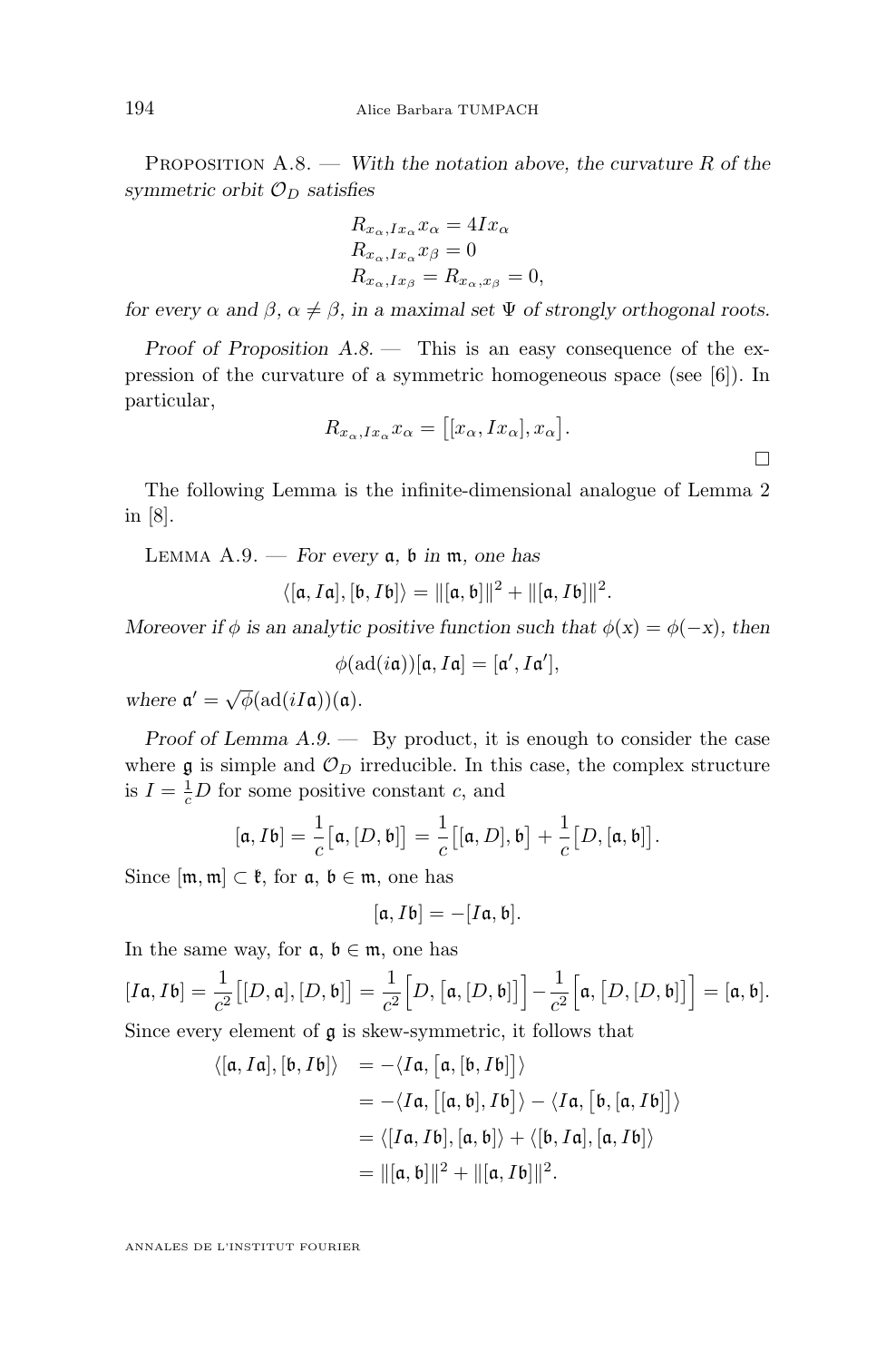Proposition A.8. — *With the notation above, the curvature $R$ of the symmetric orbit $\mathcal{O}_D$ satisfies*

$$
\begin{aligned}
&R_{x_\alpha, Ix_\alpha} x_\alpha = 4 I x_\alpha\\
&R_{x_\alpha, Ix_\alpha} x_\beta = 0\\
&R_{x_\alpha, Ix_\beta} = R_{x_\alpha, x_\beta} = 0,
\end{aligned}
$$

*for every $\alpha$ and $\beta$, $\alpha \neq \beta$, in a maximal set $\Psi$ of strongly orthogonal roots.*

*Proof of Proposition A.8.* — This is an easy consequence of the expression of the curvature of a symmetric homogeneous space (see [6]). In particular,

$$R_{x_\alpha, Ix_\alpha} x_\alpha = \big[[x_\alpha, Ix_\alpha], x_\alpha\big].$$

□

The following Lemma is the infinite-dimensional analogue of Lemma 2 in [8].

Lemma A.9. — *For every $\mathfrak{a}$, $\mathfrak{b}$ in $\mathfrak{m}$, one has*

$$\langle [\mathfrak{a}, I\mathfrak{a}], [\mathfrak{b}, I\mathfrak{b}] \rangle = \|[\mathfrak{a}, \mathfrak{b}]\|^2 + \|[\mathfrak{a}, I\mathfrak{b}]\|^2.$$

*Moreover if $\phi$ is an analytic positive function such that $\phi(x) = \phi(-x)$, then*

$$\phi(\mathrm{ad}(i\mathfrak{a}))[\mathfrak{a}, I\mathfrak{a}] = [\mathfrak{a}', I\mathfrak{a}'],$$

*where $\mathfrak{a}' = \sqrt{\phi}(\mathrm{ad}(iI\mathfrak{a}))(\mathfrak{a})$.*

*Proof of Lemma A.9.* — By product, it is enough to consider the case where $\mathfrak{g}$ is simple and $\mathcal{O}_D$ irreducible. In this case, the complex structure is $I = \frac{1}{c} D$ for some positive constant $c$, and

$$[\mathfrak{a}, I\mathfrak{b}] = \frac{1}{c}\big[\mathfrak{a}, [D, \mathfrak{b}]\big] = \frac{1}{c}\big[[\mathfrak{a}, D], \mathfrak{b}\big] + \frac{1}{c}\big[D, [\mathfrak{a}, \mathfrak{b}]\big].$$

Since $[\mathfrak{m}, \mathfrak{m}] \subset \mathfrak{k}$, for $\mathfrak{a}$, $\mathfrak{b} \in \mathfrak{m}$, one has

$$[\mathfrak{a}, I\mathfrak{b}] = -[I\mathfrak{a}, \mathfrak{b}].$$

In the same way, for $\mathfrak{a}$, $\mathfrak{b} \in \mathfrak{m}$, one has

$$[I\mathfrak{a}, I\mathfrak{b}] = \frac{1}{c^2}\big[[D, \mathfrak{a}], [D, \mathfrak{b}]\big] = \frac{1}{c^2}\Big[D, \big[\mathfrak{a}, [D, \mathfrak{b}]\big]\Big] - \frac{1}{c^2}\Big[\mathfrak{a}, \big[D, [D, \mathfrak{b}]\big]\Big] = [\mathfrak{a}, \mathfrak{b}].$$

Since every element of $\mathfrak{g}$ is skew-symmetric, it follows that

$$
\begin{aligned}
\langle [\mathfrak{a}, I\mathfrak{a}], [\mathfrak{b}, I\mathfrak{b}] \rangle &= -\langle I\mathfrak{a}, \big[\mathfrak{a}, [\mathfrak{b}, I\mathfrak{b}]\big] \rangle\\
&= -\langle I\mathfrak{a}, \big[[\mathfrak{a}, \mathfrak{b}], I\mathfrak{b}\big] \rangle - \langle I\mathfrak{a}, \big[\mathfrak{b}, [\mathfrak{a}, I\mathfrak{b}]\big] \rangle\\
&= \langle [I\mathfrak{a}, I\mathfrak{b}], [\mathfrak{a}, \mathfrak{b}] \rangle + \langle [\mathfrak{b}, I\mathfrak{a}], [\mathfrak{a}, I\mathfrak{b}] \rangle\\
&= \|[\mathfrak{a}, \mathfrak{b}]\|^2 + \|[\mathfrak{a}, I\mathfrak{b}]\|^2.
\end{aligned}
$$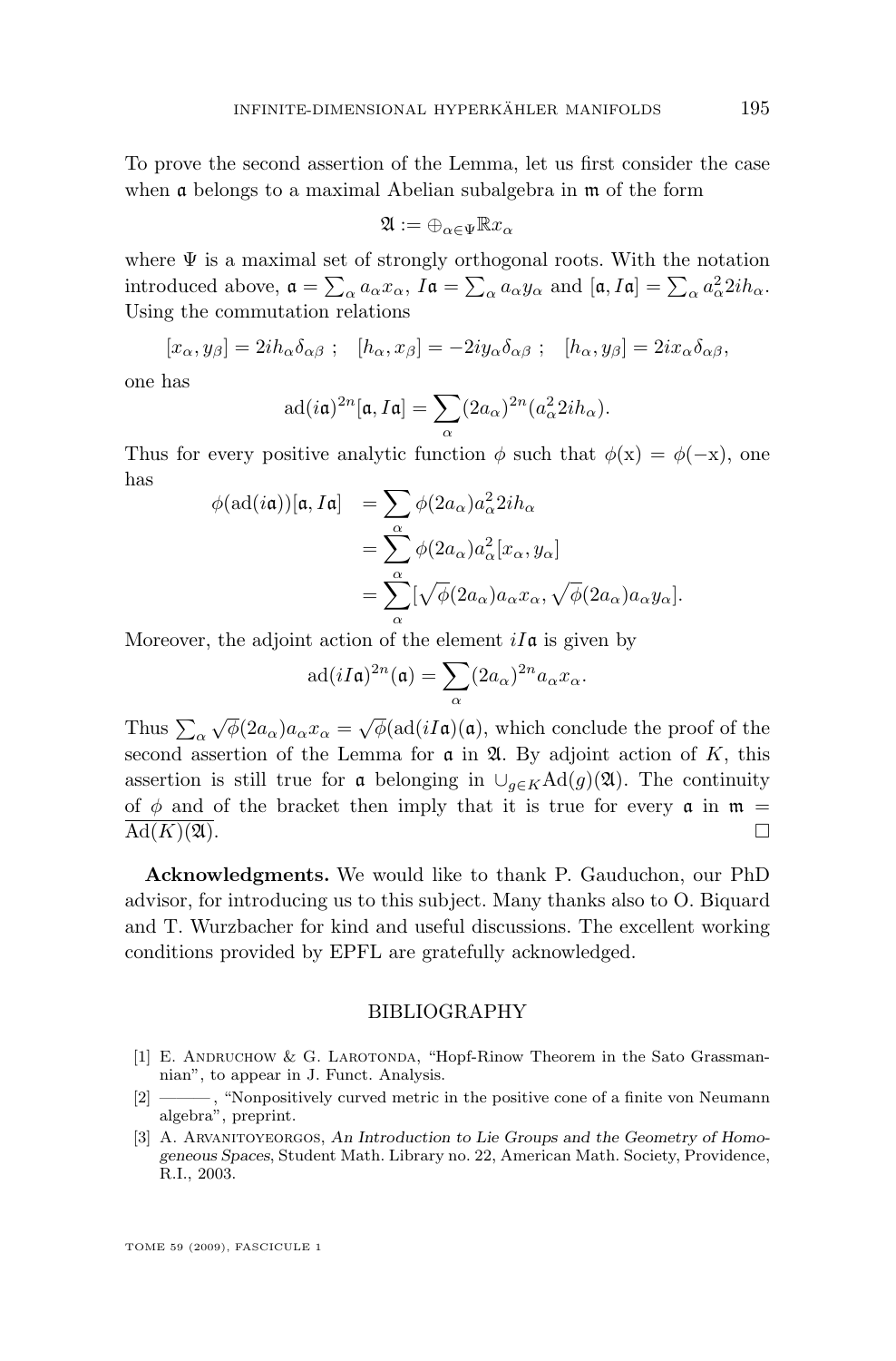To prove the second assertion of the Lemma, let us first consider the case when $\mathfrak{a}$ belongs to a maximal Abelian subalgebra in $\mathfrak{m}$ of the form

$$\mathfrak{A} := \oplus_{\alpha\in\Psi}\mathbb{R}x_\alpha$$

where $\Psi$ is a maximal set of strongly orthogonal roots. With the notation introduced above, $\mathfrak{a} = \sum_\alpha a_\alpha x_\alpha$, $I\mathfrak{a} = \sum_\alpha a_\alpha y_\alpha$ and $[\mathfrak{a}, I\mathfrak{a}] = \sum_\alpha a_\alpha^2 2ih_\alpha$. Using the commutation relations

$$[x_\alpha, y_\beta] = 2ih_\alpha\delta_{\alpha\beta}\ ;\quad [h_\alpha, x_\beta] = -2iy_\alpha\delta_{\alpha\beta}\ ;\quad [h_\alpha, y_\beta] = 2ix_\alpha\delta_{\alpha\beta},$$

one has

$$\mathrm{ad}(i\mathfrak{a})^{2n}[\mathfrak{a}, I\mathfrak{a}] = \sum_\alpha (2a_\alpha)^{2n}(a_\alpha^2 2ih_\alpha).$$

Thus for every positive analytic function $\phi$ such that $\phi(\mathrm{x}) = \phi(-\mathrm{x})$, one has

$$\begin{aligned}
\phi(\mathrm{ad}(i\mathfrak{a}))[\mathfrak{a}, I\mathfrak{a}] &= \sum_\alpha \phi(2a_\alpha)a_\alpha^2 2ih_\alpha \\
&= \sum_\alpha \phi(2a_\alpha)a_\alpha^2[x_\alpha, y_\alpha] \\
&= \sum_\alpha [\sqrt{\phi}(2a_\alpha)a_\alpha x_\alpha, \sqrt{\phi}(2a_\alpha)a_\alpha y_\alpha].
\end{aligned}$$

Moreover, the adjoint action of the element $iI\mathfrak{a}$ is given by

$$\mathrm{ad}(iI\mathfrak{a})^{2n}(\mathfrak{a}) = \sum_\alpha (2a_\alpha)^{2n}a_\alpha x_\alpha.$$

Thus $\sum_\alpha \sqrt{\phi}(2a_\alpha)a_\alpha x_\alpha = \sqrt{\phi}(\mathrm{ad}(iI\mathfrak{a})(\mathfrak{a})$, which conclude the proof of the second assertion of the Lemma for $\mathfrak{a}$ in $\mathfrak{A}$. By adjoint action of $K$, this assertion is still true for $\mathfrak{a}$ belonging in $\cup_{g\in K}\mathrm{Ad}(g)(\mathfrak{A})$. The continuity of $\phi$ and of the bracket then imply that it is true for every $\mathfrak{a}$ in $\mathfrak{m} = \overline{\mathrm{Ad}(K)(\mathfrak{A})}$. □

**Acknowledgments.** We would like to thank P. Gauduchon, our PhD advisor, for introducing us to this subject. Many thanks also to O. Biquard and T. Wurzbacher for kind and useful discussions. The excellent working conditions provided by EPFL are gratefully acknowledged.

## BIBLIOGRAPHY

[1] E. Andruchow & G. Larotonda, "Hopf-Rinow Theorem in the Sato Grassmannian", to appear in J. Funct. Analysis.

[2] ———, "Nonpositively curved metric in the positive cone of a finite von Neumann algebra", preprint.

[3] A. Arvanitoyeorgos, *An Introduction to Lie Groups and the Geometry of Homogeneous Spaces*, Student Math. Library no. 22, American Math. Society, Providence, R.I., 2003.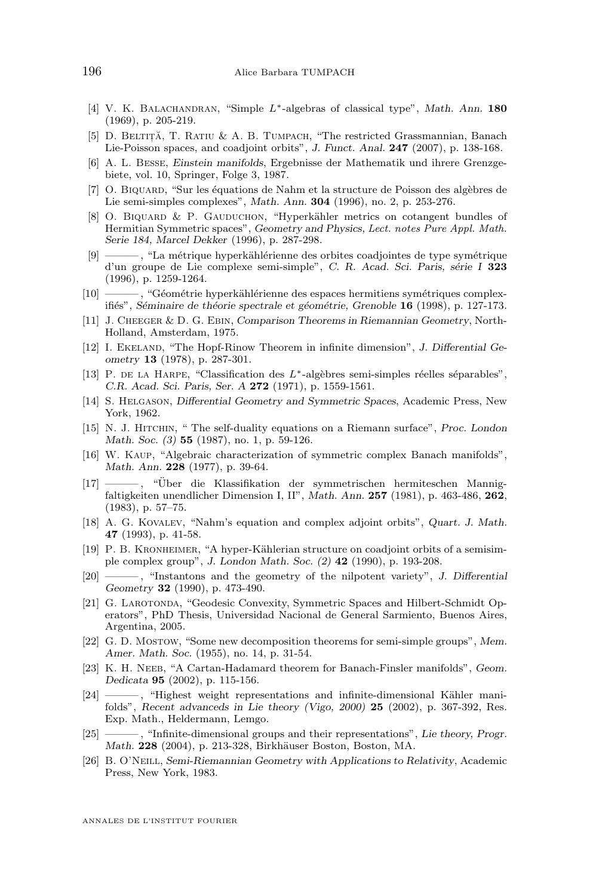[4] V. K. Balachandran, "Simple $L^*$-algebras of classical type", *Math. Ann.* **180** (1969), p. 205-219.

[5] D. Beltiță, T. Ratiu & A. B. Tumpach, "The restricted Grassmannian, Banach Lie-Poisson spaces, and coadjoint orbits", *J. Funct. Anal.* **247** (2007), p. 138-168.

[6] A. L. Besse, *Einstein manifolds*, Ergebnisse der Mathematik und ihrere Grenzgebiete, vol. 10, Springer, Folge 3, 1987.

[7] O. Biquard, "Sur les équations de Nahm et la structure de Poisson des algèbres de Lie semi-simples complexes", *Math. Ann.* **304** (1996), no. 2, p. 253-276.

[8] O. Biquard & P. Gauduchon, "Hyperkähler metrics on cotangent bundles of Hermitian Symmetric spaces", *Geometry and Physics, Lect. notes Pure Appl. Math. Serie 184, Marcel Dekker* (1996), p. 287-298.

[9] ———, "La métrique hyperkählérienne des orbites coadjointes de type symétrique d'un groupe de Lie complexe semi-simple", *C. R. Acad. Sci. Paris, série I* **323** (1996), p. 1259-1264.

[10] ———, "Géométrie hyperkählérienne des espaces hermitiens symétriques complexifiés", *Séminaire de théorie spectrale et géométrie, Grenoble* **16** (1998), p. 127-173.

[11] J. Cheeger & D. G. Ebin, *Comparison Theorems in Riemannian Geometry*, North-Holland, Amsterdam, 1975.

[12] I. Ekeland, "The Hopf-Rinow Theorem in infinite dimension", *J. Differential Geometry* **13** (1978), p. 287-301.

[13] P. de la Harpe, "Classification des $L^*$-algèbres semi-simples réelles séparables", *C.R. Acad. Sci. Paris, Ser. A* **272** (1971), p. 1559-1561.

[14] S. Helgason, *Differential Geometry and Symmetric Spaces*, Academic Press, New York, 1962.

[15] N. J. Hitchin, " The self-duality equations on a Riemann surface", *Proc. London Math. Soc. (3)* **55** (1987), no. 1, p. 59-126.

[16] W. Kaup, "Algebraic characterization of symmetric complex Banach manifolds", *Math. Ann.* **228** (1977), p. 39-64.

[17] ———, "Über die Klassifikation der symmetrischen hermiteschen Mannigfaltigkeiten unendlicher Dimension I, II", *Math. Ann.* **257** (1981), p. 463-486, **262**, (1983), p. 57–75.

[18] A. G. Kovalev, "Nahm's equation and complex adjoint orbits", *Quart. J. Math.* **47** (1993), p. 41-58.

[19] P. B. Kronheimer, "A hyper-Kählerian structure on coadjoint orbits of a semisimple complex group", *J. London Math. Soc. (2)* **42** (1990), p. 193-208.

[20] ———, "Instantons and the geometry of the nilpotent variety", *J. Differential Geometry* **32** (1990), p. 473-490.

[21] G. Larotonda, "Geodesic Convexity, Symmetric Spaces and Hilbert-Schmidt Operators", PhD Thesis, Universidad Nacional de General Sarmiento, Buenos Aires, Argentina, 2005.

[22] G. D. Mostow, "Some new decomposition theorems for semi-simple groups", *Mem. Amer. Math. Soc.* (1955), no. 14, p. 31-54.

[23] K. H. Neeb, "A Cartan-Hadamard theorem for Banach-Finsler manifolds", *Geom. Dedicata* **95** (2002), p. 115-156.

[24] ———, "Highest weight representations and infinite-dimensional Kähler manifolds", *Recent advanceds in Lie theory (Vigo, 2000)* **25** (2002), p. 367-392, Res. Exp. Math., Heldermann, Lemgo.

[25] ———, "Infinite-dimensional groups and their representations", *Lie theory, Progr. Math.* **228** (2004), p. 213-328, Birkhäuser Boston, Boston, MA.

[26] B. O'Neill, *Semi-Riemannian Geometry with Applications to Relativity*, Academic Press, New York, 1983.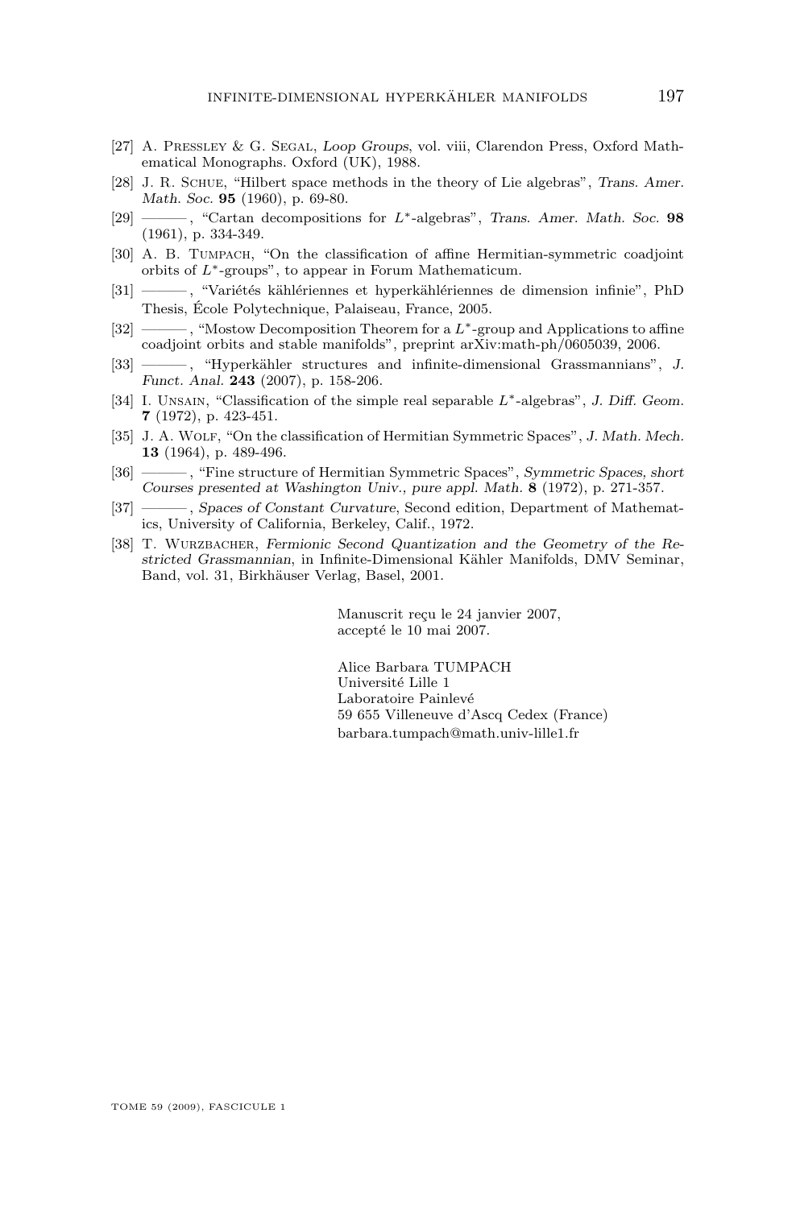[27] A. Pressley & G. Segal, *Loop Groups*, vol. viii, Clarendon Press, Oxford Mathematical Monographs. Oxford (UK), 1988.

[28] J. R. Schue, "Hilbert space methods in the theory of Lie algebras", *Trans. Amer. Math. Soc.* **95** (1960), p. 69-80.

[29] ———, "Cartan decompositions for $L^*$-algebras", *Trans. Amer. Math. Soc.* **98** (1961), p. 334-349.

[30] A. B. Tumpach, "On the classification of affine Hermitian-symmetric coadjoint orbits of $L^*$-groups", to appear in Forum Mathematicum.

[31] ———, "Variétés kählériennes et hyperkählériennes de dimension infinie", PhD Thesis, École Polytechnique, Palaiseau, France, 2005.

[32] ———, "Mostow Decomposition Theorem for a $L^*$-group and Applications to affine coadjoint orbits and stable manifolds", preprint arXiv:math-ph/0605039, 2006.

[33] ———, "Hyperkähler structures and infinite-dimensional Grassmannians", *J. Funct. Anal.* **243** (2007), p. 158-206.

[34] I. Unsain, "Classification of the simple real separable $L^*$-algebras", *J. Diff. Geom.* **7** (1972), p. 423-451.

[35] J. A. Wolf, "On the classification of Hermitian Symmetric Spaces", *J. Math. Mech.* **13** (1964), p. 489-496.

[36] ———, "Fine structure of Hermitian Symmetric Spaces", *Symmetric Spaces, short Courses presented at Washington Univ., pure appl. Math.* **8** (1972), p. 271-357.

[37] ———, *Spaces of Constant Curvature*, Second edition, Department of Mathematics, University of California, Berkeley, Calif., 1972.

[38] T. Wurzbacher, *Fermionic Second Quantization and the Geometry of the Restricted Grassmannian*, in Infinite-Dimensional Kähler Manifolds, DMV Seminar, Band, vol. 31, Birkhäuser Verlag, Basel, 2001.

Manuscrit reçu le 24 janvier 2007,
accepté le 10 mai 2007.

Alice Barbara TUMPACH
Université Lille 1
Laboratoire Painlevé
59 655 Villeneuve d'Ascq Cedex (France)
barbara.tumpach@math.univ-lille1.fr